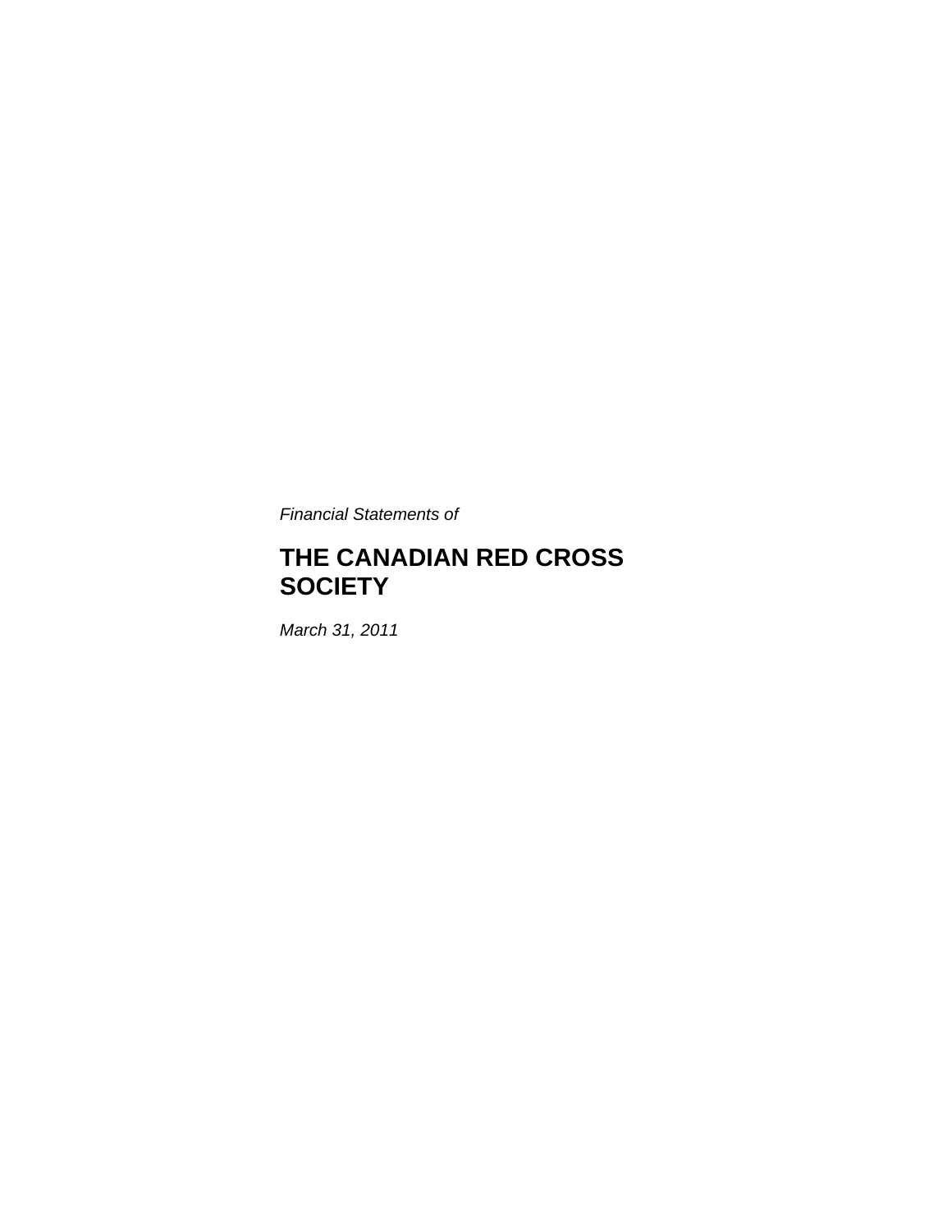*Financial Statements of*

# THE CANADIAN RED CROSS SOCIETY

*March 31, 2011*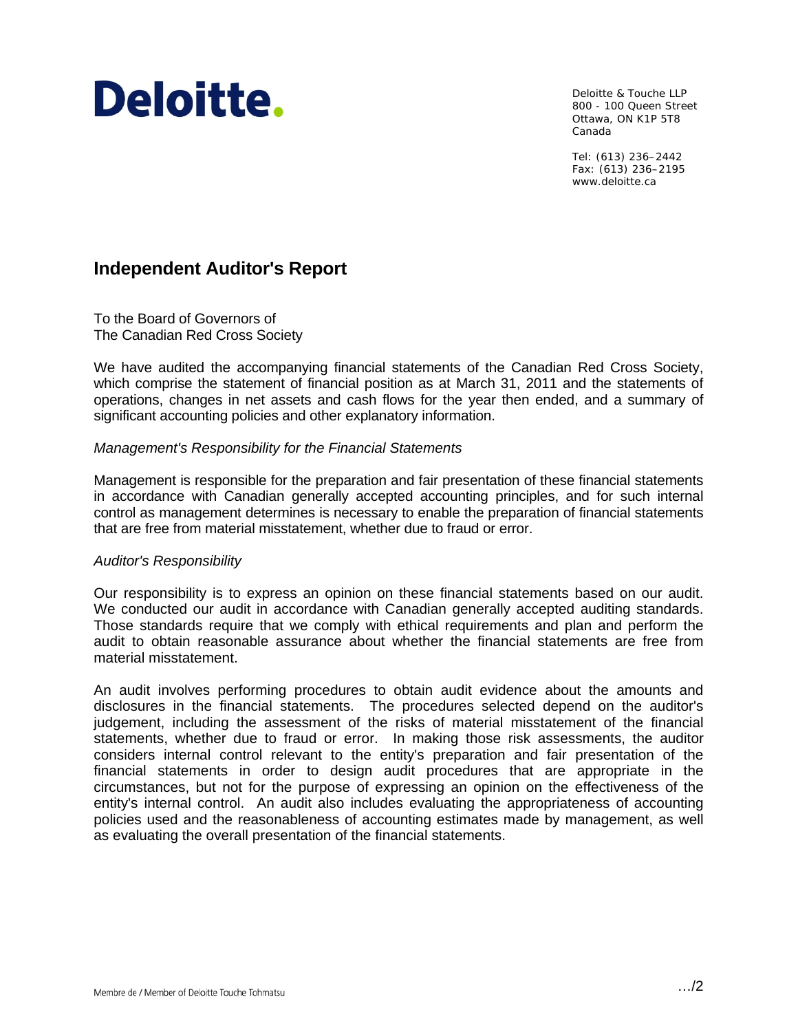Deloitte.

Deloitte & Touche LLP
800 - 100 Queen Street
Ottawa, ON K1P 5T8
Canada

Tel: (613) 236–2442
Fax: (613) 236–2195
www.deloitte.ca

## Independent Auditor's Report

To the Board of Governors of
The Canadian Red Cross Society

We have audited the accompanying financial statements of the Canadian Red Cross Society, which comprise the statement of financial position as at March 31, 2011 and the statements of operations, changes in net assets and cash flows for the year then ended, and a summary of significant accounting policies and other explanatory information.

*Management's Responsibility for the Financial Statements*

Management is responsible for the preparation and fair presentation of these financial statements in accordance with Canadian generally accepted accounting principles, and for such internal control as management determines is necessary to enable the preparation of financial statements that are free from material misstatement, whether due to fraud or error.

*Auditor's Responsibility*

Our responsibility is to express an opinion on these financial statements based on our audit. We conducted our audit in accordance with Canadian generally accepted auditing standards. Those standards require that we comply with ethical requirements and plan and perform the audit to obtain reasonable assurance about whether the financial statements are free from material misstatement.

An audit involves performing procedures to obtain audit evidence about the amounts and disclosures in the financial statements. The procedures selected depend on the auditor's judgement, including the assessment of the risks of material misstatement of the financial statements, whether due to fraud or error. In making those risk assessments, the auditor considers internal control relevant to the entity's preparation and fair presentation of the financial statements in order to design audit procedures that are appropriate in the circumstances, but not for the purpose of expressing an opinion on the effectiveness of the entity's internal control. An audit also includes evaluating the appropriateness of accounting policies used and the reasonableness of accounting estimates made by management, as well as evaluating the overall presentation of the financial statements.

Membre de / Member of Deloitte Touche Tohmatsu

…/2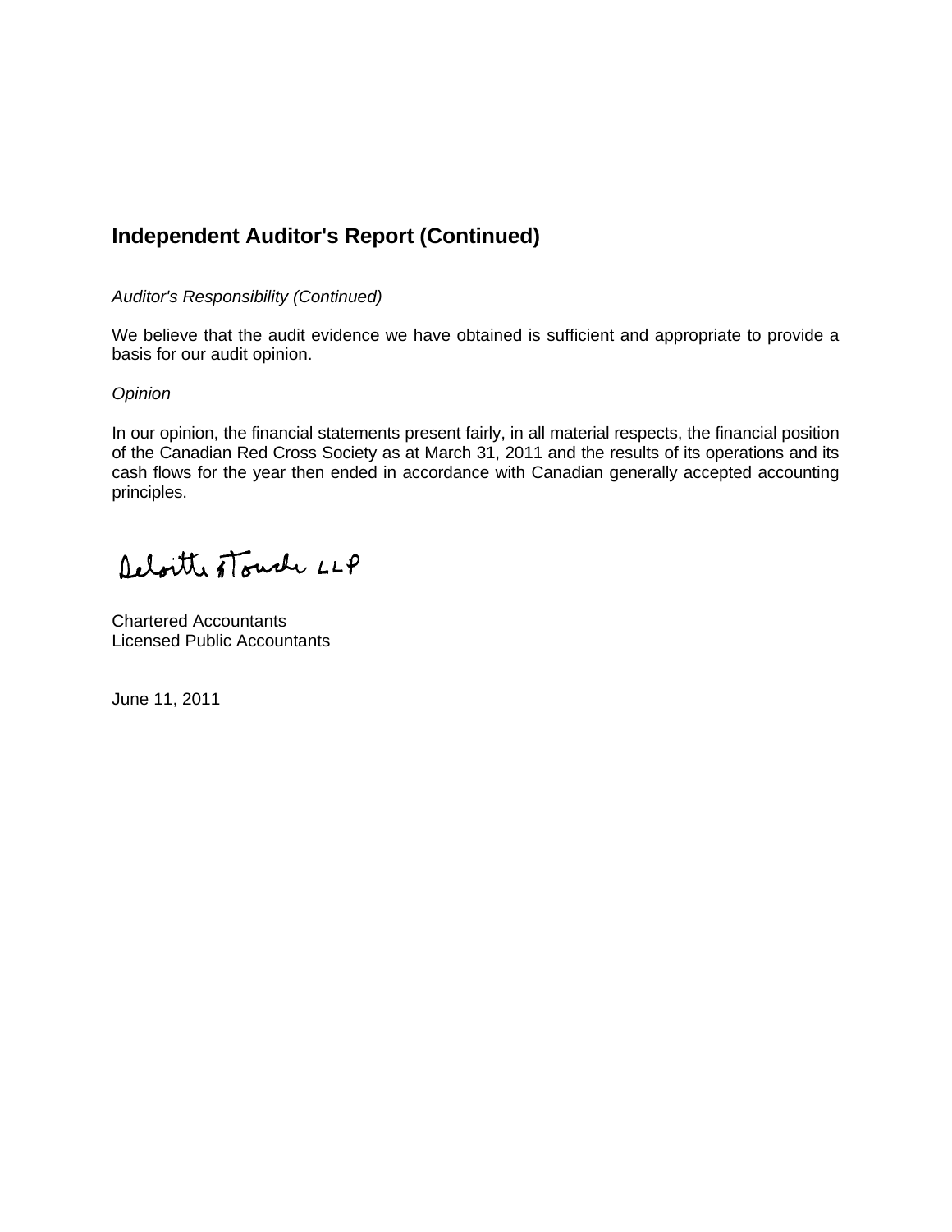## Independent Auditor's Report (Continued)

*Auditor's Responsibility (Continued)*

We believe that the audit evidence we have obtained is sufficient and appropriate to provide a basis for our audit opinion.

*Opinion*

In our opinion, the financial statements present fairly, in all material respects, the financial position of the Canadian Red Cross Society as at March 31, 2011 and the results of its operations and its cash flows for the year then ended in accordance with Canadian generally accepted accounting principles.

Deloitte & Touche LLP

Chartered Accountants
Licensed Public Accountants

June 11, 2011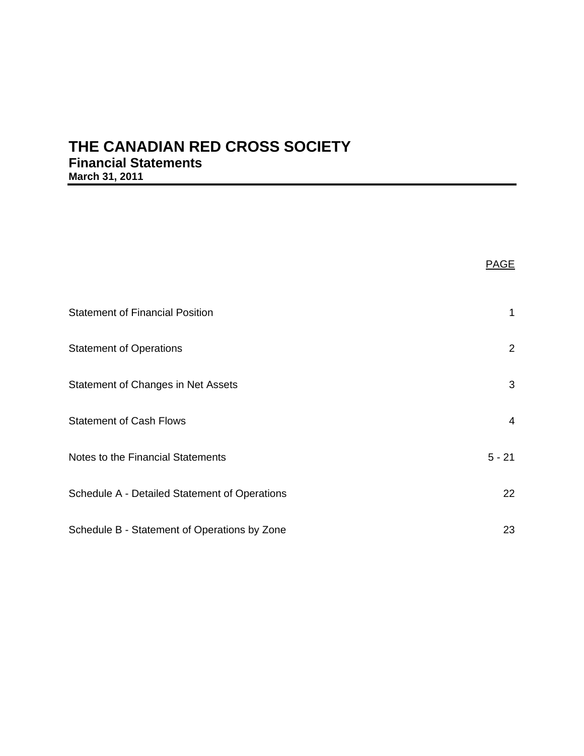# THE CANADIAN RED CROSS SOCIETY

## Financial Statements

**March 31, 2011**

| | PAGE |
|---|---|
| Statement of Financial Position | 1 |
| Statement of Operations | 2 |
| Statement of Changes in Net Assets | 3 |
| Statement of Cash Flows | 4 |
| Notes to the Financial Statements | 5 - 21 |
| Schedule A - Detailed Statement of Operations | 22 |
| Schedule B - Statement of Operations by Zone | 23 |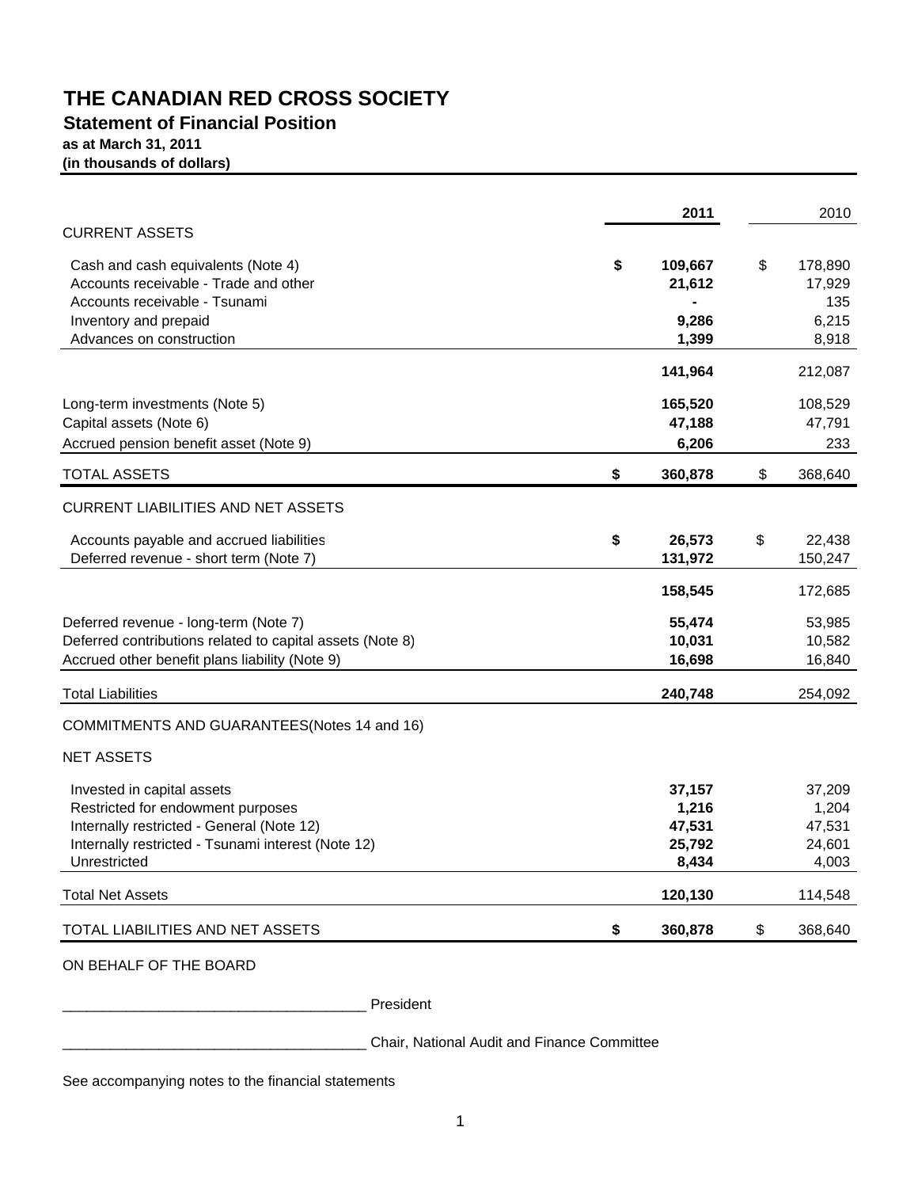# THE CANADIAN RED CROSS SOCIETY

## Statement of Financial Position

**as at March 31, 2011**
**(in thousands of dollars)**

| | | **2011** | | 2010 |
|---|---|---|---|---|
| CURRENT ASSETS | | | | |
| Cash and cash equivalents (Note 4) | **$** | **109,667** | $ | 178,890 |
| Accounts receivable - Trade and other | | **21,612** | | 17,929 |
| Accounts receivable - Tsunami | | **-** | | 135 |
| Inventory and prepaid | | **9,286** | | 6,215 |
| Advances on construction | | **1,399** | | 8,918 |
| | | **141,964** | | 212,087 |
| Long-term investments (Note 5) | | **165,520** | | 108,529 |
| Capital assets (Note 6) | | **47,188** | | 47,791 |
| Accrued pension benefit asset (Note 9) | | **6,206** | | 233 |
| TOTAL ASSETS | **$** | **360,878** | $ | 368,640 |
| CURRENT LIABILITIES AND NET ASSETS | | | | |
| Accounts payable and accrued liabilities | **$** | **26,573** | $ | 22,438 |
| Deferred revenue - short term (Note 7) | | **131,972** | | 150,247 |
| | | **158,545** | | 172,685 |
| Deferred revenue - long-term (Note 7) | | **55,474** | | 53,985 |
| Deferred contributions related to capital assets (Note 8) | | **10,031** | | 10,582 |
| Accrued other benefit plans liability (Note 9) | | **16,698** | | 16,840 |
| Total Liabilities | | **240,748** | | 254,092 |
| COMMITMENTS AND GUARANTEES(Notes 14 and 16) | | | | |
| NET ASSETS | | | | |
| Invested in capital assets | | **37,157** | | 37,209 |
| Restricted for endowment purposes | | **1,216** | | 1,204 |
| Internally restricted - General (Note 12) | | **47,531** | | 47,531 |
| Internally restricted - Tsunami interest (Note 12) | | **25,792** | | 24,601 |
| Unrestricted | | **8,434** | | 4,003 |
| Total Net Assets | | **120,130** | | 114,548 |
| TOTAL LIABILITIES AND NET ASSETS | **$** | **360,878** | $ | 368,640 |

ON BEHALF OF THE BOARD

_____________________________________ President

_____________________________________ Chair, National Audit and Finance Committee

See accompanying notes to the financial statements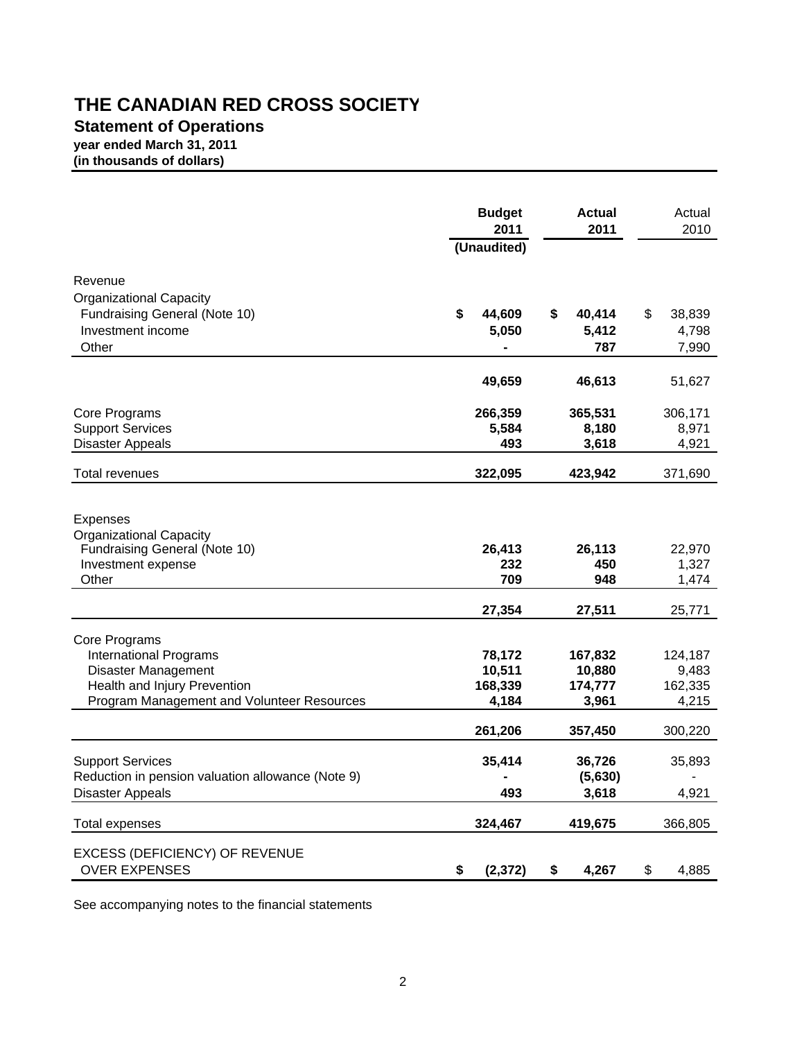# THE CANADIAN RED CROSS SOCIETY

## Statement of Operations

**year ended March 31, 2011**
**(in thousands of dollars)**

| | **Budget 2011 (Unaudited)** | **Actual 2011** | Actual 2010 |
|---|---|---|---|
| Revenue | | | |
| Organizational Capacity | | | |
| Fundraising General (Note 10) | **$ 44,609** | **$ 40,414** | $ 38,839 |
| Investment income | **5,050** | **5,412** | 4,798 |
| Other | **-** | **787** | 7,990 |
| | **49,659** | **46,613** | 51,627 |
| Core Programs | **266,359** | **365,531** | 306,171 |
| Support Services | **5,584** | **8,180** | 8,971 |
| Disaster Appeals | **493** | **3,618** | 4,921 |
| Total revenues | **322,095** | **423,942** | 371,690 |
| Expenses | | | |
| Organizational Capacity | | | |
| Fundraising General (Note 10) | **26,413** | **26,113** | 22,970 |
| Investment expense | **232** | **450** | 1,327 |
| Other | **709** | **948** | 1,474 |
| | **27,354** | **27,511** | 25,771 |
| Core Programs | | | |
| International Programs | **78,172** | **167,832** | 124,187 |
| Disaster Management | **10,511** | **10,880** | 9,483 |
| Health and Injury Prevention | **168,339** | **174,777** | 162,335 |
| Program Management and Volunteer Resources | **4,184** | **3,961** | 4,215 |
| | **261,206** | **357,450** | 300,220 |
| Support Services | **35,414** | **36,726** | 35,893 |
| Reduction in pension valuation allowance (Note 9) | **-** | **(5,630)** | - |
| Disaster Appeals | **493** | **3,618** | 4,921 |
| Total expenses | **324,467** | **419,675** | 366,805 |
| EXCESS (DEFICIENCY) OF REVENUE OVER EXPENSES | **$ (2,372)** | **$ 4,267** | $ 4,885 |

See accompanying notes to the financial statements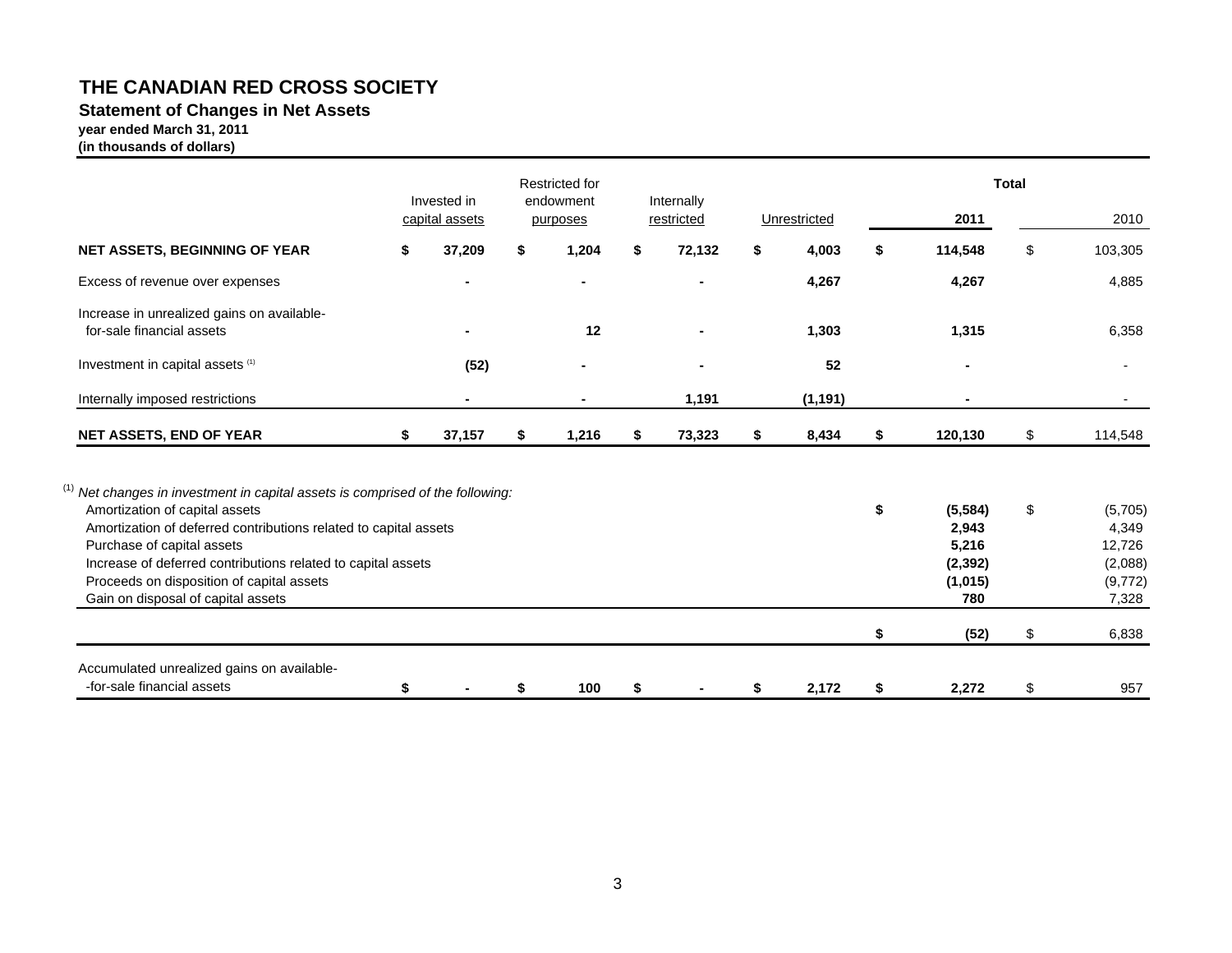# THE CANADIAN RED CROSS SOCIETY

## Statement of Changes in Net Assets

**year ended March 31, 2011**
**(in thousands of dollars)**

| | Invested in capital assets | Restricted for endowment purposes | Internally restricted | Unrestricted | Total 2011 | Total 2010 |
|---|---|---|---|---|---|---|
| **NET ASSETS, BEGINNING OF YEAR** | **$ 37,209** | **$ 1,204** | **$ 72,132** | **$ 4,003** | **$ 114,548** | $ 103,305 |
| Excess of revenue over expenses | **-** | **-** | **-** | **4,267** | **4,267** | 4,885 |
| Increase in unrealized gains on available-for-sale financial assets | **-** | **12** | **-** | **1,303** | **1,315** | 6,358 |
| Investment in capital assets [(1)] | **(52)** | **-** | **-** | **52** | **-** | - |
| Internally imposed restrictions | **-** | **-** | **1,191** | **(1,191)** | **-** | - |
| **NET ASSETS, END OF YEAR** | **$ 37,157** | **$ 1,216** | **$ 73,323** | **$ 8,434** | **$ 120,130** | $ 114,548 |

[(1)] *Net changes in investment in capital assets is comprised of the following:*

| | 2011 | 2010 |
|---|---|---|
| Amortization of capital assets | **$ (5,584)** | $ (5,705) |
| Amortization of deferred contributions related to capital assets | **2,943** | 4,349 |
| Purchase of capital assets | **5,216** | 12,726 |
| Increase of deferred contributions related to capital assets | **(2,392)** | (2,088) |
| Proceeds on disposition of capital assets | **(1,015)** | (9,772) |
| Gain on disposal of capital assets | **780** | 7,328 |
| | **$ (52)** | $ 6,838 |

| | Invested in capital assets | Restricted for endowment purposes | Internally restricted | Unrestricted | Total 2011 | Total 2010 |
|---|---|---|---|---|---|---|
| Accumulated unrealized gains on available-for-sale financial assets | **$ -** | **$ 100** | **$ -** | **$ 2,172** | **$ 2,272** | $ 957 |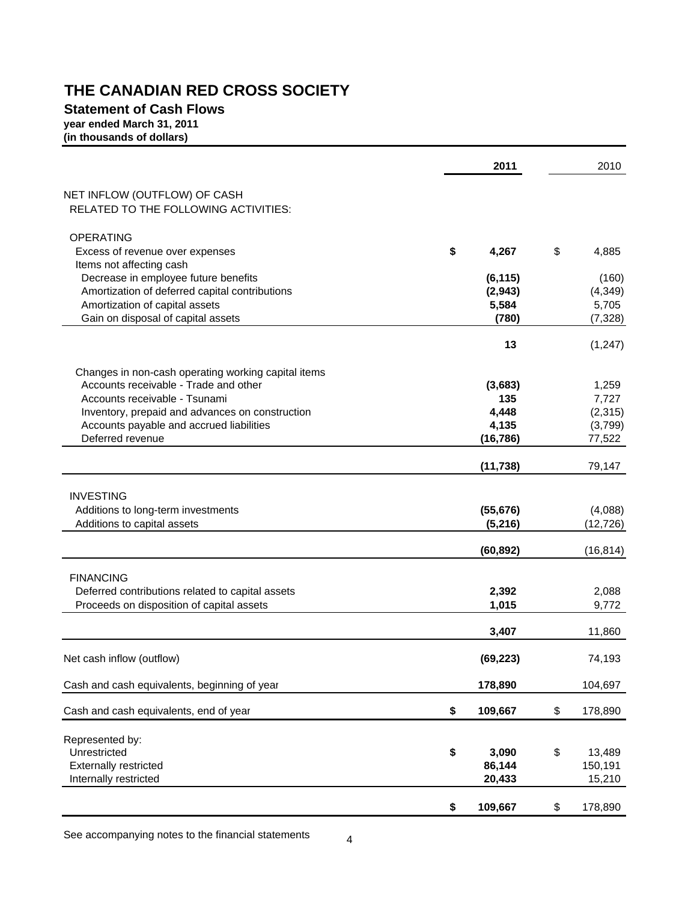# THE CANADIAN RED CROSS SOCIETY

## Statement of Cash Flows

**year ended March 31, 2011**
**(in thousands of dollars)**

| | **2011** | 2010 |
|---|---|---|
| NET INFLOW (OUTFLOW) OF CASH RELATED TO THE FOLLOWING ACTIVITIES: | | |
| OPERATING | | |
| Excess of revenue over expenses | **$ 4,267** | $ 4,885 |
| Items not affecting cash | | |
| Decrease in employee future benefits | **(6,115)** | (160) |
| Amortization of deferred capital contributions | **(2,943)** | (4,349) |
| Amortization of capital assets | **5,584** | 5,705 |
| Gain on disposal of capital assets | **(780)** | (7,328) |
| | **13** | (1,247) |
| Changes in non-cash operating working capital items | | |
| Accounts receivable - Trade and other | **(3,683)** | 1,259 |
| Accounts receivable - Tsunami | **135** | 7,727 |
| Inventory, prepaid and advances on construction | **4,448** | (2,315) |
| Accounts payable and accrued liabilities | **4,135** | (3,799) |
| Deferred revenue | **(16,786)** | 77,522 |
| | **(11,738)** | 79,147 |
| INVESTING | | |
| Additions to long-term investments | **(55,676)** | (4,088) |
| Additions to capital assets | **(5,216)** | (12,726) |
| | **(60,892)** | (16,814) |
| FINANCING | | |
| Deferred contributions related to capital assets | **2,392** | 2,088 |
| Proceeds on disposition of capital assets | **1,015** | 9,772 |
| | **3,407** | 11,860 |
| Net cash inflow (outflow) | **(69,223)** | 74,193 |
| Cash and cash equivalents, beginning of year | **178,890** | 104,697 |
| Cash and cash equivalents, end of year | **$ 109,667** | $ 178,890 |
| Represented by: | | |
| Unrestricted | **$ 3,090** | $ 13,489 |
| Externally restricted | **86,144** | 150,191 |
| Internally restricted | **20,433** | 15,210 |
| | **$ 109,667** | $ 178,890 |

See accompanying notes to the financial statements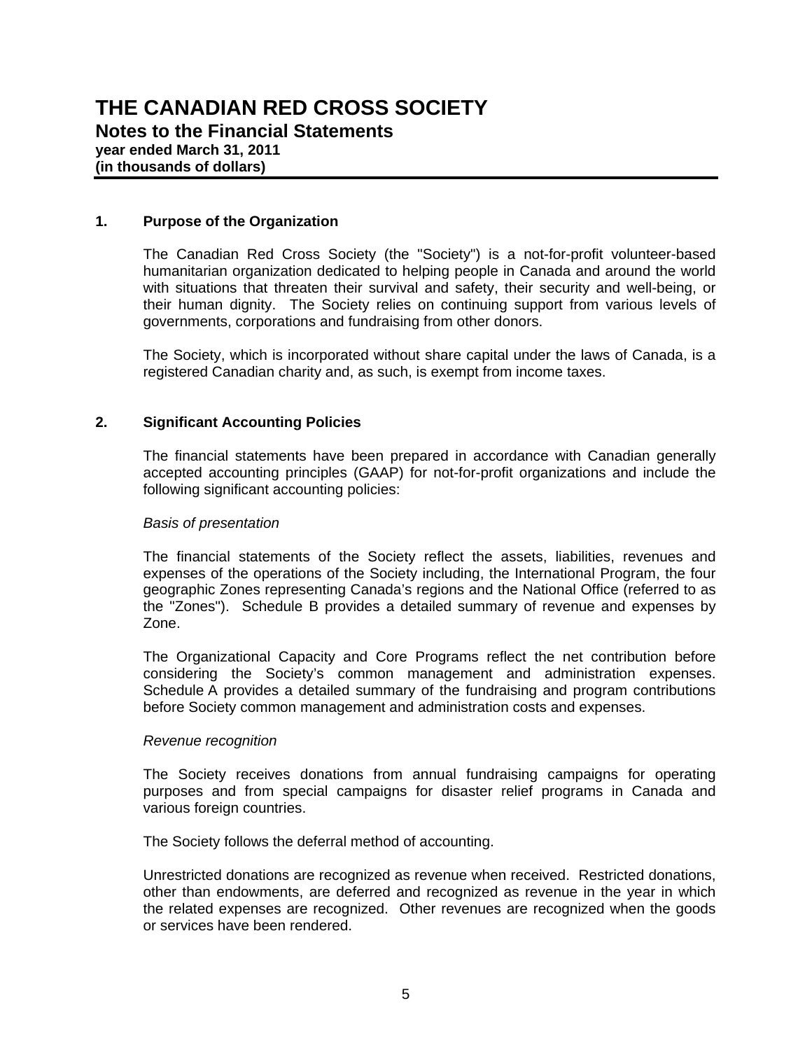# THE CANADIAN RED CROSS SOCIETY

## Notes to the Financial Statements

**year ended March 31, 2011**
**(in thousands of dollars)**

### 1. Purpose of the Organization

The Canadian Red Cross Society (the "Society") is a not-for-profit volunteer-based humanitarian organization dedicated to helping people in Canada and around the world with situations that threaten their survival and safety, their security and well-being, or their human dignity. The Society relies on continuing support from various levels of governments, corporations and fundraising from other donors.

The Society, which is incorporated without share capital under the laws of Canada, is a registered Canadian charity and, as such, is exempt from income taxes.

### 2. Significant Accounting Policies

The financial statements have been prepared in accordance with Canadian generally accepted accounting principles (GAAP) for not-for-profit organizations and include the following significant accounting policies:

*Basis of presentation*

The financial statements of the Society reflect the assets, liabilities, revenues and expenses of the operations of the Society including, the International Program, the four geographic Zones representing Canada's regions and the National Office (referred to as the "Zones"). Schedule B provides a detailed summary of revenue and expenses by Zone.

The Organizational Capacity and Core Programs reflect the net contribution before considering the Society's common management and administration expenses. Schedule A provides a detailed summary of the fundraising and program contributions before Society common management and administration costs and expenses.

*Revenue recognition*

The Society receives donations from annual fundraising campaigns for operating purposes and from special campaigns for disaster relief programs in Canada and various foreign countries.

The Society follows the deferral method of accounting.

Unrestricted donations are recognized as revenue when received. Restricted donations, other than endowments, are deferred and recognized as revenue in the year in which the related expenses are recognized. Other revenues are recognized when the goods or services have been rendered.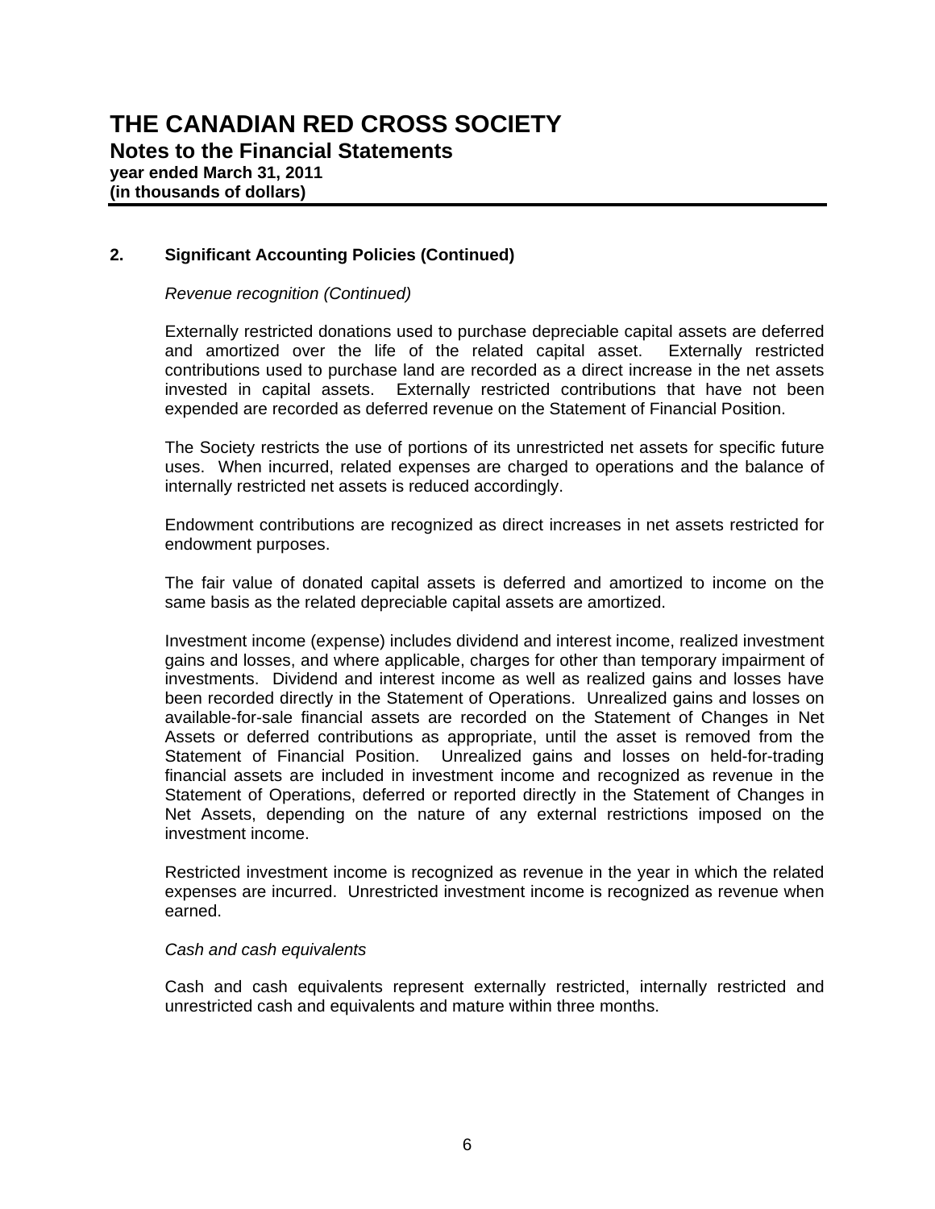# THE CANADIAN RED CROSS SOCIETY

## Notes to the Financial Statements

**year ended March 31, 2011**
**(in thousands of dollars)**

### 2. Significant Accounting Policies (Continued)

*Revenue recognition (Continued)*

Externally restricted donations used to purchase depreciable capital assets are deferred and amortized over the life of the related capital asset. Externally restricted contributions used to purchase land are recorded as a direct increase in the net assets invested in capital assets. Externally restricted contributions that have not been expended are recorded as deferred revenue on the Statement of Financial Position.

The Society restricts the use of portions of its unrestricted net assets for specific future uses. When incurred, related expenses are charged to operations and the balance of internally restricted net assets is reduced accordingly.

Endowment contributions are recognized as direct increases in net assets restricted for endowment purposes.

The fair value of donated capital assets is deferred and amortized to income on the same basis as the related depreciable capital assets are amortized.

Investment income (expense) includes dividend and interest income, realized investment gains and losses, and where applicable, charges for other than temporary impairment of investments. Dividend and interest income as well as realized gains and losses have been recorded directly in the Statement of Operations. Unrealized gains and losses on available-for-sale financial assets are recorded on the Statement of Changes in Net Assets or deferred contributions as appropriate, until the asset is removed from the Statement of Financial Position. Unrealized gains and losses on held-for-trading financial assets are included in investment income and recognized as revenue in the Statement of Operations, deferred or reported directly in the Statement of Changes in Net Assets, depending on the nature of any external restrictions imposed on the investment income.

Restricted investment income is recognized as revenue in the year in which the related expenses are incurred. Unrestricted investment income is recognized as revenue when earned.

*Cash and cash equivalents*

Cash and cash equivalents represent externally restricted, internally restricted and unrestricted cash and equivalents and mature within three months.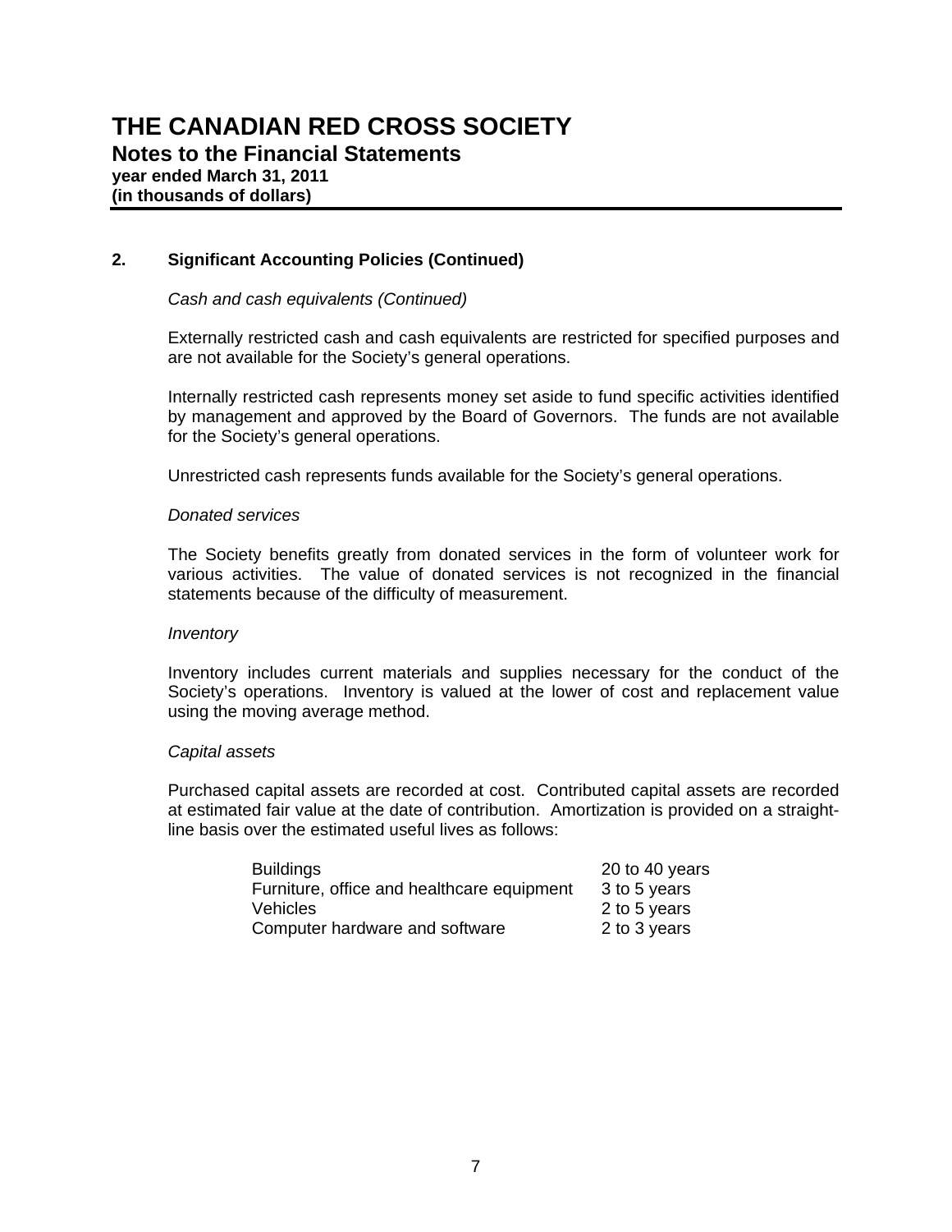# THE CANADIAN RED CROSS SOCIETY

## Notes to the Financial Statements

**year ended March 31, 2011**
**(in thousands of dollars)**

### 2. Significant Accounting Policies (Continued)

*Cash and cash equivalents (Continued)*

Externally restricted cash and cash equivalents are restricted for specified purposes and are not available for the Society's general operations.

Internally restricted cash represents money set aside to fund specific activities identified by management and approved by the Board of Governors. The funds are not available for the Society's general operations.

Unrestricted cash represents funds available for the Society's general operations.

*Donated services*

The Society benefits greatly from donated services in the form of volunteer work for various activities. The value of donated services is not recognized in the financial statements because of the difficulty of measurement.

*Inventory*

Inventory includes current materials and supplies necessary for the conduct of the Society's operations. Inventory is valued at the lower of cost and replacement value using the moving average method.

*Capital assets*

Purchased capital assets are recorded at cost. Contributed capital assets are recorded at estimated fair value at the date of contribution. Amortization is provided on a straight-line basis over the estimated useful lives as follows:

| | |
|---|---|
| Buildings | 20 to 40 years |
| Furniture, office and healthcare equipment | 3 to 5 years |
| Vehicles | 2 to 5 years |
| Computer hardware and software | 2 to 3 years |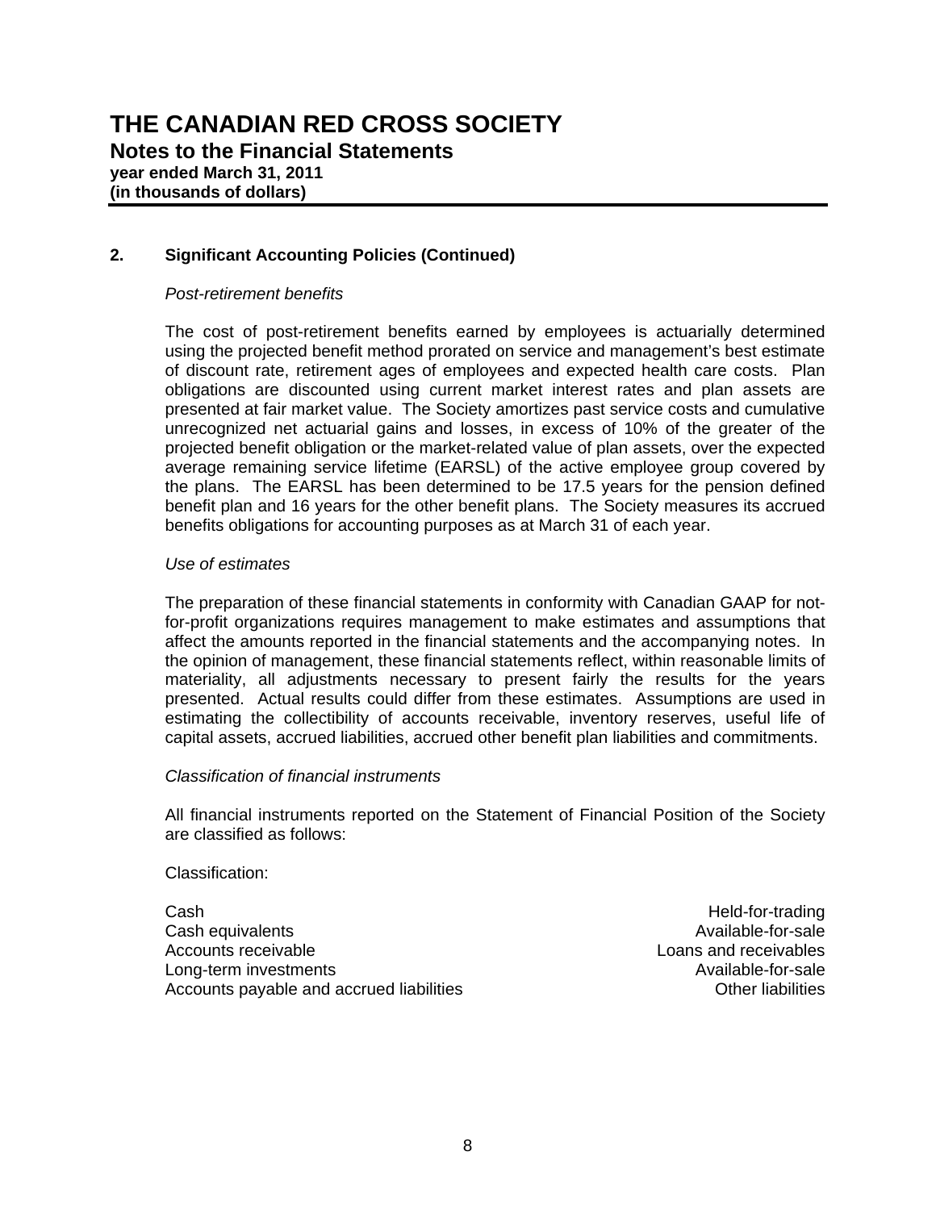# THE CANADIAN RED CROSS SOCIETY

## Notes to the Financial Statements

**year ended March 31, 2011**
**(in thousands of dollars)**

### 2. Significant Accounting Policies (Continued)

*Post-retirement benefits*

The cost of post-retirement benefits earned by employees is actuarially determined using the projected benefit method prorated on service and management's best estimate of discount rate, retirement ages of employees and expected health care costs. Plan obligations are discounted using current market interest rates and plan assets are presented at fair market value. The Society amortizes past service costs and cumulative unrecognized net actuarial gains and losses, in excess of 10% of the greater of the projected benefit obligation or the market-related value of plan assets, over the expected average remaining service lifetime (EARSL) of the active employee group covered by the plans. The EARSL has been determined to be 17.5 years for the pension defined benefit plan and 16 years for the other benefit plans. The Society measures its accrued benefits obligations for accounting purposes as at March 31 of each year.

*Use of estimates*

The preparation of these financial statements in conformity with Canadian GAAP for not-for-profit organizations requires management to make estimates and assumptions that affect the amounts reported in the financial statements and the accompanying notes. In the opinion of management, these financial statements reflect, within reasonable limits of materiality, all adjustments necessary to present fairly the results for the years presented. Actual results could differ from these estimates. Assumptions are used in estimating the collectibility of accounts receivable, inventory reserves, useful life of capital assets, accrued liabilities, accrued other benefit plan liabilities and commitments.

*Classification of financial instruments*

All financial instruments reported on the Statement of Financial Position of the Society are classified as follows:

Classification:

| | |
|---|---|
| Cash | Held-for-trading |
| Cash equivalents | Available-for-sale |
| Accounts receivable | Loans and receivables |
| Long-term investments | Available-for-sale |
| Accounts payable and accrued liabilities | Other liabilities |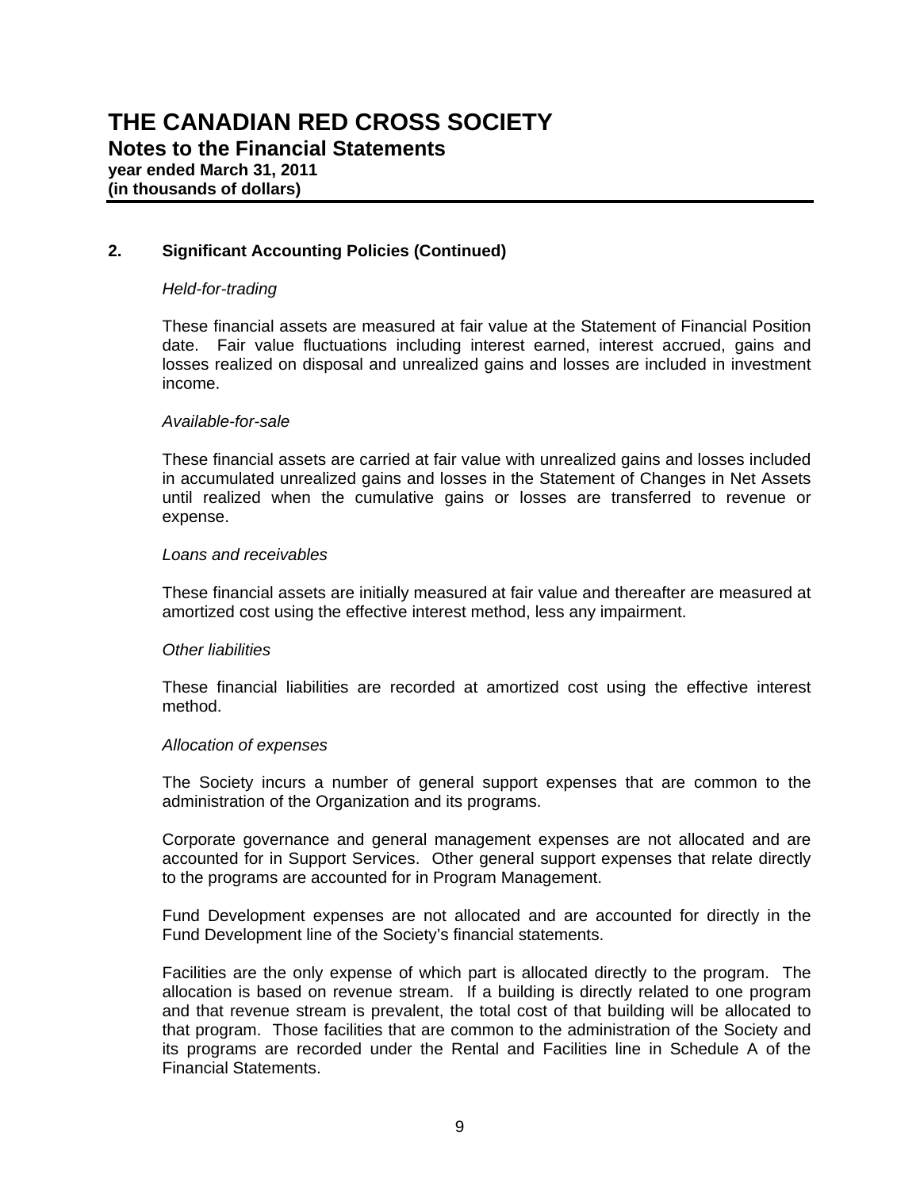# THE CANADIAN RED CROSS SOCIETY

## Notes to the Financial Statements

**year ended March 31, 2011**
**(in thousands of dollars)**

### 2. Significant Accounting Policies (Continued)

*Held-for-trading*

These financial assets are measured at fair value at the Statement of Financial Position date. Fair value fluctuations including interest earned, interest accrued, gains and losses realized on disposal and unrealized gains and losses are included in investment income.

*Available-for-sale*

These financial assets are carried at fair value with unrealized gains and losses included in accumulated unrealized gains and losses in the Statement of Changes in Net Assets until realized when the cumulative gains or losses are transferred to revenue or expense.

*Loans and receivables*

These financial assets are initially measured at fair value and thereafter are measured at amortized cost using the effective interest method, less any impairment.

*Other liabilities*

These financial liabilities are recorded at amortized cost using the effective interest method.

*Allocation of expenses*

The Society incurs a number of general support expenses that are common to the administration of the Organization and its programs.

Corporate governance and general management expenses are not allocated and are accounted for in Support Services. Other general support expenses that relate directly to the programs are accounted for in Program Management.

Fund Development expenses are not allocated and are accounted for directly in the Fund Development line of the Society's financial statements.

Facilities are the only expense of which part is allocated directly to the program. The allocation is based on revenue stream. If a building is directly related to one program and that revenue stream is prevalent, the total cost of that building will be allocated to that program. Those facilities that are common to the administration of the Society and its programs are recorded under the Rental and Facilities line in Schedule A of the Financial Statements.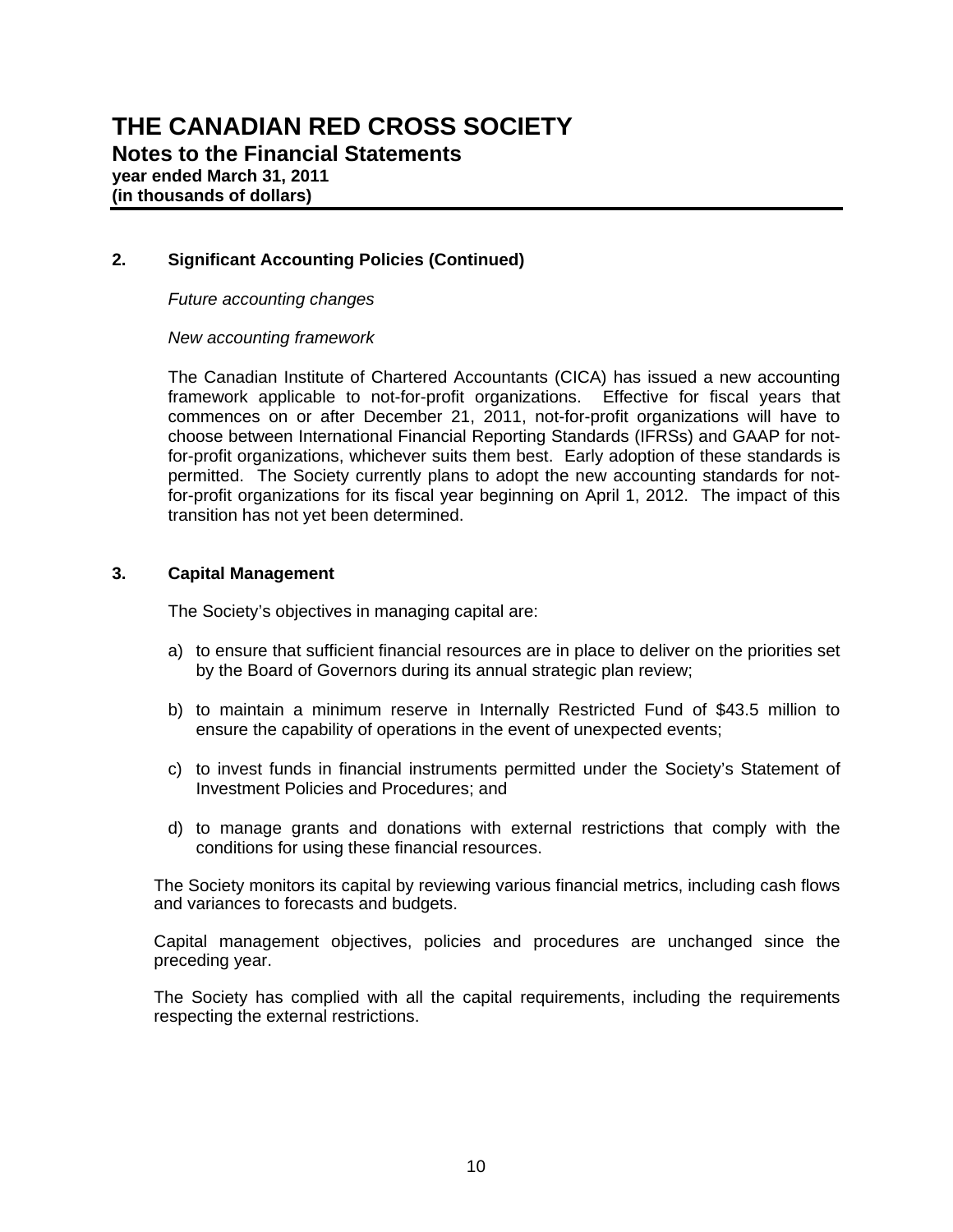# THE CANADIAN RED CROSS SOCIETY

## Notes to the Financial Statements

**year ended March 31, 2011**
**(in thousands of dollars)**

### 2. Significant Accounting Policies (Continued)

*Future accounting changes*

*New accounting framework*

The Canadian Institute of Chartered Accountants (CICA) has issued a new accounting framework applicable to not-for-profit organizations. Effective for fiscal years that commences on or after December 21, 2011, not-for-profit organizations will have to choose between International Financial Reporting Standards (IFRSs) and GAAP for not-for-profit organizations, whichever suits them best. Early adoption of these standards is permitted. The Society currently plans to adopt the new accounting standards for not-for-profit organizations for its fiscal year beginning on April 1, 2012. The impact of this transition has not yet been determined.

### 3. Capital Management

The Society's objectives in managing capital are:

a) to ensure that sufficient financial resources are in place to deliver on the priorities set by the Board of Governors during its annual strategic plan review;

b) to maintain a minimum reserve in Internally Restricted Fund of $43.5 million to ensure the capability of operations in the event of unexpected events;

c) to invest funds in financial instruments permitted under the Society's Statement of Investment Policies and Procedures; and

d) to manage grants and donations with external restrictions that comply with the conditions for using these financial resources.

The Society monitors its capital by reviewing various financial metrics, including cash flows and variances to forecasts and budgets.

Capital management objectives, policies and procedures are unchanged since the preceding year.

The Society has complied with all the capital requirements, including the requirements respecting the external restrictions.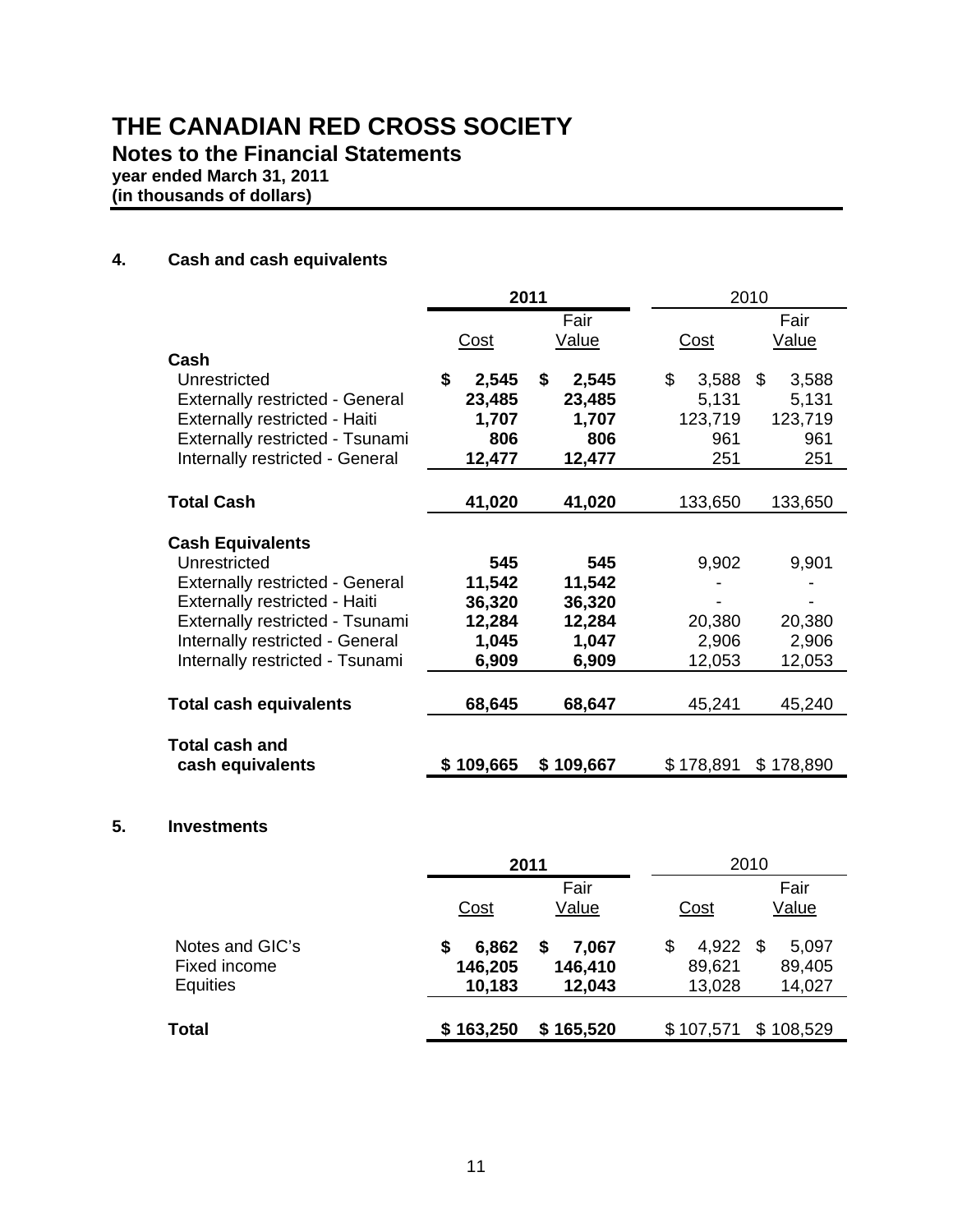# THE CANADIAN RED CROSS SOCIETY

## Notes to the Financial Statements

**year ended March 31, 2011**
**(in thousands of dollars)**

### 4. Cash and cash equivalents

| | **2011** | | 2010 | |
|---|---|---|---|---|
| | Cost | Fair Value | Cost | Fair Value |
| **Cash** | | | | |
| Unrestricted | **$ 2,545** | **$ 2,545** | $ 3,588 | $ 3,588 |
| Externally restricted - General | **23,485** | **23,485** | 5,131 | 5,131 |
| Externally restricted - Haiti | **1,707** | **1,707** | 123,719 | 123,719 |
| Externally restricted - Tsunami | **806** | **806** | 961 | 961 |
| Internally restricted - General | **12,477** | **12,477** | 251 | 251 |
| **Total Cash** | **41,020** | **41,020** | 133,650 | 133,650 |
| **Cash Equivalents** | | | | |
| Unrestricted | **545** | **545** | 9,902 | 9,901 |
| Externally restricted - General | **11,542** | **11,542** | - | - |
| Externally restricted - Haiti | **36,320** | **36,320** | - | - |
| Externally restricted - Tsunami | **12,284** | **12,284** | 20,380 | 20,380 |
| Internally restricted - General | **1,045** | **1,047** | 2,906 | 2,906 |
| Internally restricted - Tsunami | **6,909** | **6,909** | 12,053 | 12,053 |
| **Total cash equivalents** | **68,645** | **68,647** | 45,241 | 45,240 |
| **Total cash and cash equivalents** | **$ 109,665** | **$ 109,667** | $ 178,891 | $ 178,890 |

### 5. Investments

| | **2011** | | 2010 | |
|---|---|---|---|---|
| | Cost | Fair Value | Cost | Fair Value |
| Notes and GIC's | **$ 6,862** | **$ 7,067** | $ 4,922 | $ 5,097 |
| Fixed income | **146,205** | **146,410** | 89,621 | 89,405 |
| Equities | **10,183** | **12,043** | 13,028 | 14,027 |
| **Total** | **$ 163,250** | **$ 165,520** | $ 107,571 | $ 108,529 |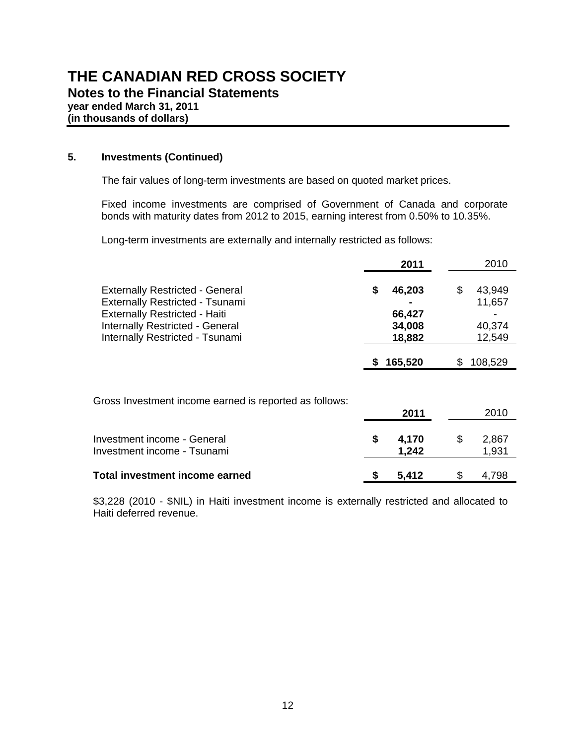# THE CANADIAN RED CROSS SOCIETY

## Notes to the Financial Statements

**year ended March 31, 2011**
**(in thousands of dollars)**

### 5. Investments (Continued)

The fair values of long-term investments are based on quoted market prices.

Fixed income investments are comprised of Government of Canada and corporate bonds with maturity dates from 2012 to 2015, earning interest from 0.50% to 10.35%.

Long-term investments are externally and internally restricted as follows:

| | **2011** | 2010 |
|---|---|---|
| Externally Restricted - General | **$ 46,203** | $ 43,949 |
| Externally Restricted - Tsunami | **-** | 11,657 |
| Externally Restricted - Haiti | **66,427** | - |
| Internally Restricted - General | **34,008** | 40,374 |
| Internally Restricted - Tsunami | **18,882** | 12,549 |
| | **$ 165,520** | $ 108,529 |

Gross Investment income earned is reported as follows:

| | **2011** | 2010 |
|---|---|---|
| Investment income - General | **$ 4,170** | $ 2,867 |
| Investment income - Tsunami | **1,242** | 1,931 |
| **Total investment income earned** | **$ 5,412** | $ 4,798 |

$3,228 (2010 - $NIL) in Haiti investment income is externally restricted and allocated to Haiti deferred revenue.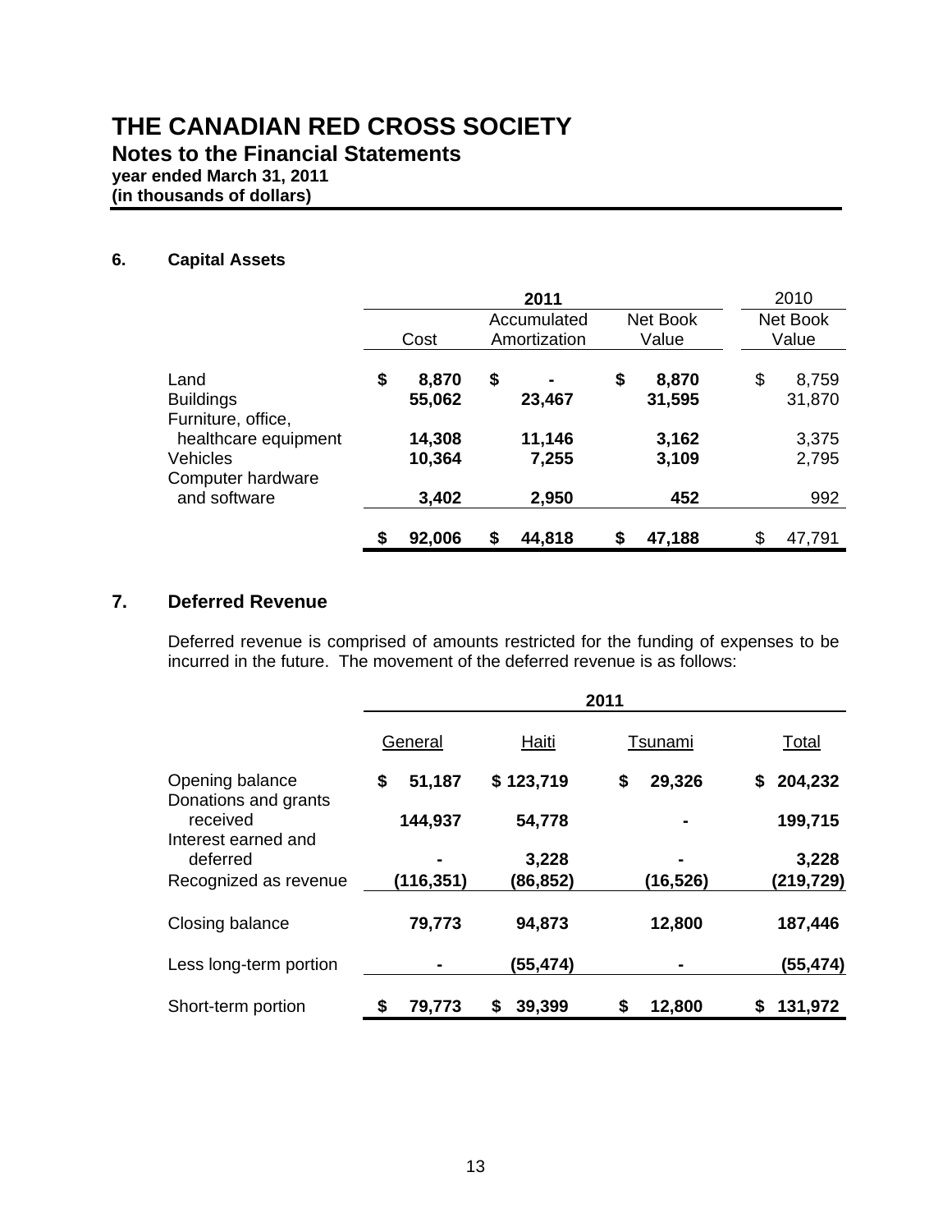# THE CANADIAN RED CROSS SOCIETY

## Notes to the Financial Statements

**year ended March 31, 2011**
**(in thousands of dollars)**

### 6. Capital Assets

| | **2011** | | | 2010 |
|---|---|---|---|---|
| | Cost | Accumulated Amortization | Net Book Value | Net Book Value |
| Land | **$ 8,870** | **$ -** | **$ 8,870** | $ 8,759 |
| Buildings | **55,062** | **23,467** | **31,595** | 31,870 |
| Furniture, office, healthcare equipment | **14,308** | **11,146** | **3,162** | 3,375 |
| Vehicles | **10,364** | **7,255** | **3,109** | 2,795 |
| Computer hardware and software | **3,402** | **2,950** | **452** | 992 |
| | **$ 92,006** | **$ 44,818** | **$ 47,188** | $ 47,791 |

### 7. Deferred Revenue

Deferred revenue is comprised of amounts restricted for the funding of expenses to be incurred in the future. The movement of the deferred revenue is as follows:

| | **2011** | | | |
|---|---|---|---|---|
| | General | Haiti | Tsunami | Total |
| Opening balance | **$ 51,187** | **$ 123,719** | **$ 29,326** | **$ 204,232** |
| Donations and grants received | **144,937** | **54,778** | **-** | **199,715** |
| Interest earned and deferred | **-** | **3,228** | **-** | **3,228** |
| Recognized as revenue | **(116,351)** | **(86,852)** | **(16,526)** | **(219,729)** |
| Closing balance | **79,773** | **94,873** | **12,800** | **187,446** |
| Less long-term portion | **-** | **(55,474)** | **-** | **(55,474)** |
| Short-term portion | **$ 79,773** | **$ 39,399** | **$ 12,800** | **$ 131,972** |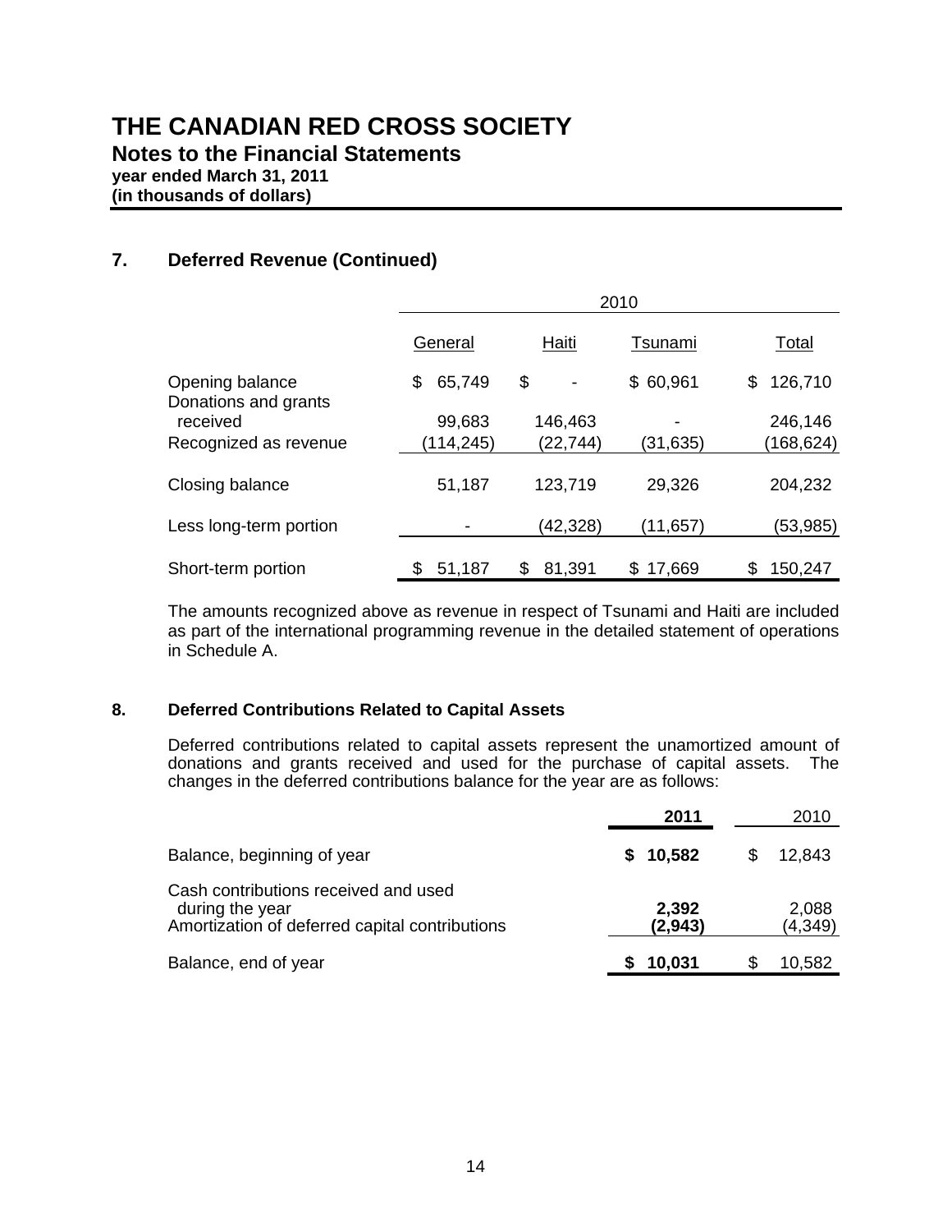# THE CANADIAN RED CROSS SOCIETY

## Notes to the Financial Statements

**year ended March 31, 2011**
**(in thousands of dollars)**

## 7. Deferred Revenue (Continued)

| | 2010 | | | |
|---|---|---|---|---|
| | General | Haiti | Tsunami | Total |
| Opening balance | $ 65,749 | $ - | $ 60,961 | $ 126,710 |
| Donations and grants received | 99,683 | 146,463 | - | 246,146 |
| Recognized as revenue | (114,245) | (22,744) | (31,635) | (168,624) |
| Closing balance | 51,187 | 123,719 | 29,326 | 204,232 |
| Less long-term portion | - | (42,328) | (11,657) | (53,985) |
| Short-term portion | $ 51,187 | $ 81,391 | $ 17,669 | $ 150,247 |

The amounts recognized above as revenue in respect of Tsunami and Haiti are included as part of the international programming revenue in the detailed statement of operations in Schedule A.

## 8. Deferred Contributions Related to Capital Assets

Deferred contributions related to capital assets represent the unamortized amount of donations and grants received and used for the purchase of capital assets. The changes in the deferred contributions balance for the year are as follows:

| | **2011** | 2010 |
|---|---|---|
| Balance, beginning of year | **$ 10,582** | $ 12,843 |
| Cash contributions received and used during the year | **2,392** | 2,088 |
| Amortization of deferred capital contributions | **(2,943)** | (4,349) |
| Balance, end of year | **$ 10,031** | $ 10,582 |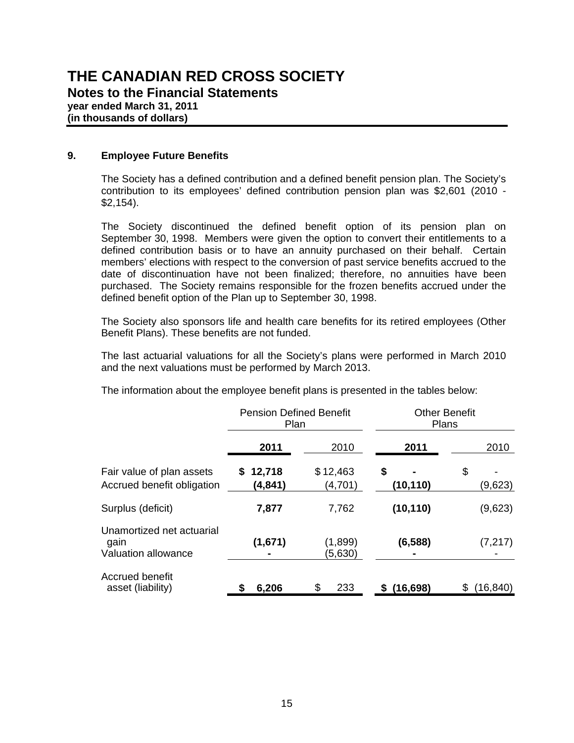# THE CANADIAN RED CROSS SOCIETY

**Notes to the Financial Statements**
**year ended March 31, 2011**
**(in thousands of dollars)**

## 9. Employee Future Benefits

The Society has a defined contribution and a defined benefit pension plan. The Society's contribution to its employees' defined contribution pension plan was $2,601 (2010 - $2,154).

The Society discontinued the defined benefit option of its pension plan on September 30, 1998. Members were given the option to convert their entitlements to a defined contribution basis or to have an annuity purchased on their behalf. Certain members' elections with respect to the conversion of past service benefits accrued to the date of discontinuation have not been finalized; therefore, no annuities have been purchased. The Society remains responsible for the frozen benefits accrued under the defined benefit option of the Plan up to September 30, 1998.

The Society also sponsors life and health care benefits for its retired employees (Other Benefit Plans). These benefits are not funded.

The last actuarial valuations for all the Society's plans were performed in March 2010 and the next valuations must be performed by March 2013.

The information about the employee benefit plans is presented in the tables below:

| | Pension Defined Benefit Plan | | Other Benefit Plans | |
|---|---|---|---|---|
| | **2011** | 2010 | **2011** | 2010 |
| Fair value of plan assets | **$ 12,718** | $ 12,463 | **$ -** | $ - |
| Accrued benefit obligation | **(4,841)** | (4,701) | **(10,110)** | (9,623) |
| Surplus (deficit) | **7,877** | 7,762 | **(10,110)** | (9,623) |
| Unamortized net actuarial gain | **(1,671)** | (1,899) | **(6,588)** | (7,217) |
| Valuation allowance | **-** | (5,630) | **-** | - |
| Accrued benefit asset (liability) | **$ 6,206** | $ 233 | **$ (16,698)** | $ (16,840) |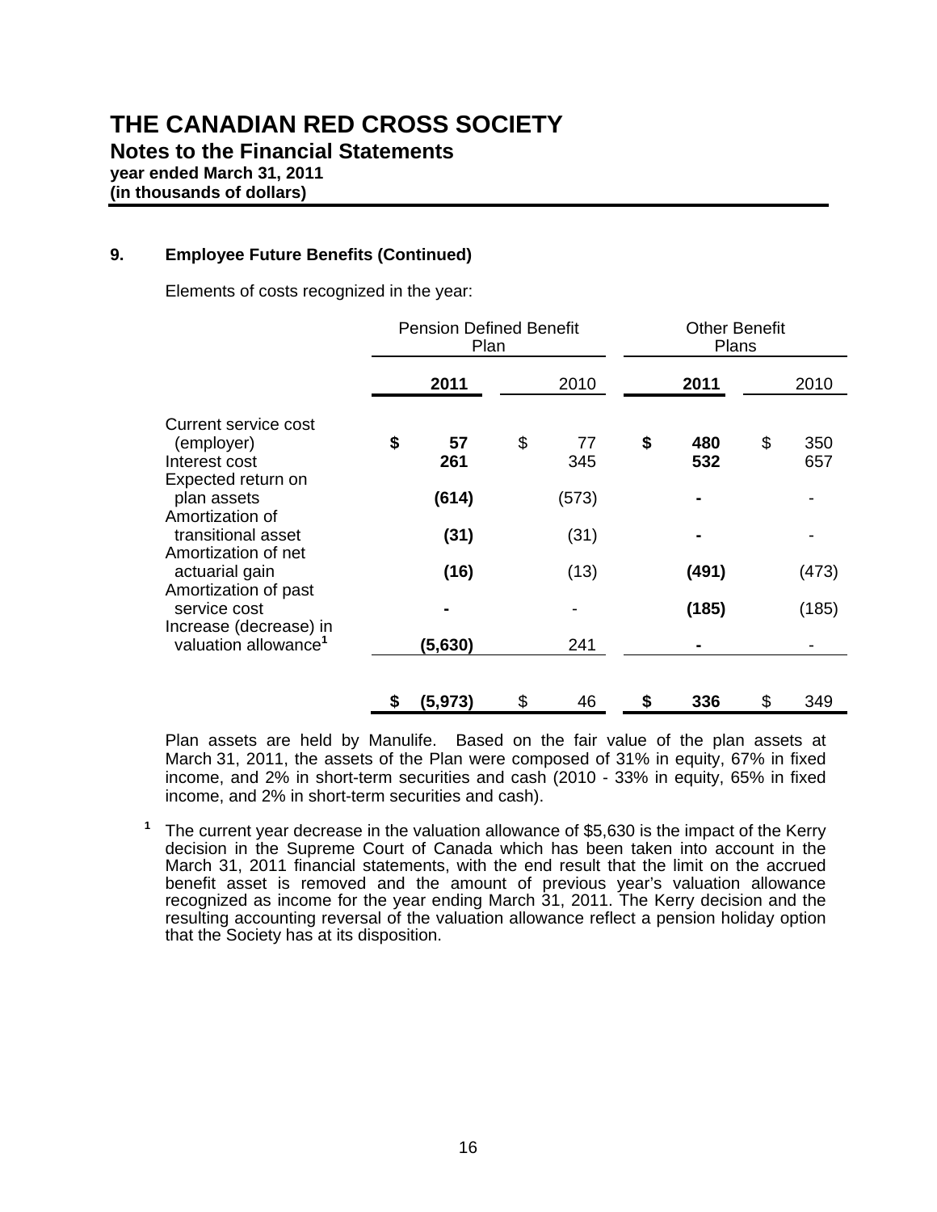# THE CANADIAN RED CROSS SOCIETY

## Notes to the Financial Statements

**year ended March 31, 2011**
**(in thousands of dollars)**

### 9. Employee Future Benefits (Continued)

Elements of costs recognized in the year:

| | Pension Defined Benefit Plan | | Other Benefit Plans | |
|---|---|---|---|---|
| | **2011** | 2010 | **2011** | 2010 |
| Current service cost (employer) | **$ 57** | $ 77 | **$ 480** | $ 350 |
| Interest cost | **261** | 345 | **532** | 657 |
| Expected return on plan assets | **(614)** | (573) | **-** | - |
| Amortization of transitional asset | **(31)** | (31) | **-** | - |
| Amortization of net actuarial gain | **(16)** | (13) | **(491)** | (473) |
| Amortization of past service cost | **-** | - | **(185)** | (185) |
| Increase (decrease) in valuation allowance[1] | **(5,630)** | 241 | **-** | - |
| | **$ (5,973)** | $ 46 | **$ 336** | $ 349 |

Plan assets are held by Manulife. Based on the fair value of the plan assets at March 31, 2011, the assets of the Plan were composed of 31% in equity, 67% in fixed income, and 2% in short-term securities and cash (2010 - 33% in equity, 65% in fixed income, and 2% in short-term securities and cash).

[1] The current year decrease in the valuation allowance of $5,630 is the impact of the Kerry decision in the Supreme Court of Canada which has been taken into account in the March 31, 2011 financial statements, with the end result that the limit on the accrued benefit asset is removed and the amount of previous year's valuation allowance recognized as income for the year ending March 31, 2011. The Kerry decision and the resulting accounting reversal of the valuation allowance reflect a pension holiday option that the Society has at its disposition.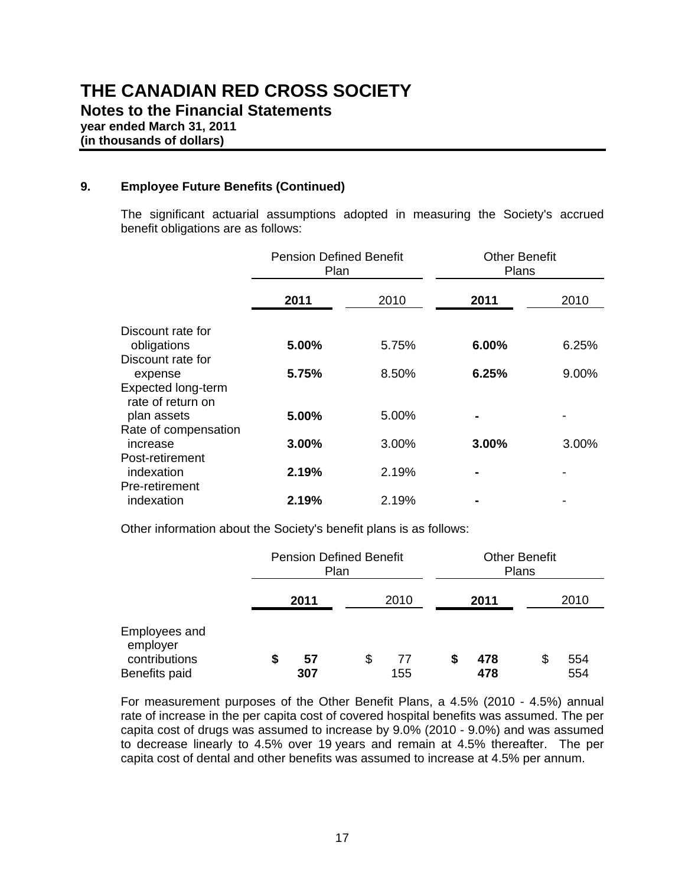# THE CANADIAN RED CROSS SOCIETY

## Notes to the Financial Statements

**year ended March 31, 2011**
**(in thousands of dollars)**

### 9. Employee Future Benefits (Continued)

The significant actuarial assumptions adopted in measuring the Society's accrued benefit obligations are as follows:

| | Pension Defined Benefit Plan | | Other Benefit Plans | |
|---|---|---|---|---|
| | **2011** | 2010 | **2011** | 2010 |
| Discount rate for obligations | **5.00%** | 5.75% | **6.00%** | 6.25% |
| Discount rate for expense | **5.75%** | 8.50% | **6.25%** | 9.00% |
| Expected long-term rate of return on plan assets | **5.00%** | 5.00% | **-** | - |
| Rate of compensation increase | **3.00%** | 3.00% | **3.00%** | 3.00% |
| Post-retirement indexation | **2.19%** | 2.19% | **-** | - |
| Pre-retirement indexation | **2.19%** | 2.19% | **-** | - |

Other information about the Society's benefit plans is as follows:

| | Pension Defined Benefit Plan | | Other Benefit Plans | |
|---|---|---|---|---|
| | **2011** | 2010 | **2011** | 2010 |
| Employees and employer contributions | **$ 57** | $ 77 | **$ 478** | $ 554 |
| Benefits paid | **307** | 155 | **478** | 554 |

For measurement purposes of the Other Benefit Plans, a 4.5% (2010 - 4.5%) annual rate of increase in the per capita cost of covered hospital benefits was assumed. The per capita cost of drugs was assumed to increase by 9.0% (2010 - 9.0%) and was assumed to decrease linearly to 4.5% over 19 years and remain at 4.5% thereafter. The per capita cost of dental and other benefits was assumed to increase at 4.5% per annum.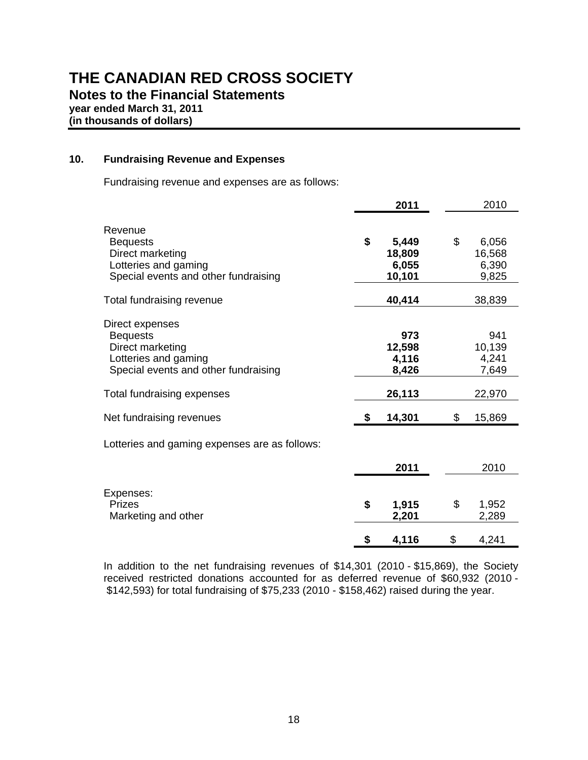# THE CANADIAN RED CROSS SOCIETY

## Notes to the Financial Statements

**year ended March 31, 2011**
**(in thousands of dollars)**

### 10. Fundraising Revenue and Expenses

Fundraising revenue and expenses are as follows:

| | **2011** | 2010 |
|---|---|---|
| Revenue | | |
| Bequests | **$ 5,449** | $ 6,056 |
| Direct marketing | **18,809** | 16,568 |
| Lotteries and gaming | **6,055** | 6,390 |
| Special events and other fundraising | **10,101** | 9,825 |
| Total fundraising revenue | **40,414** | 38,839 |
| Direct expenses | | |
| Bequests | **973** | 941 |
| Direct marketing | **12,598** | 10,139 |
| Lotteries and gaming | **4,116** | 4,241 |
| Special events and other fundraising | **8,426** | 7,649 |
| Total fundraising expenses | **26,113** | 22,970 |
| Net fundraising revenues | **$ 14,301** | $ 15,869 |

Lotteries and gaming expenses are as follows:

| | **2011** | 2010 |
|---|---|---|
| Expenses: | | |
| Prizes | **$ 1,915** | $ 1,952 |
| Marketing and other | **2,201** | 2,289 |
| | **$ 4,116** | $ 4,241 |

In addition to the net fundraising revenues of $14,301 (2010 - $15,869), the Society received restricted donations accounted for as deferred revenue of $60,932 (2010 - $142,593) for total fundraising of $75,233 (2010 - $158,462) raised during the year.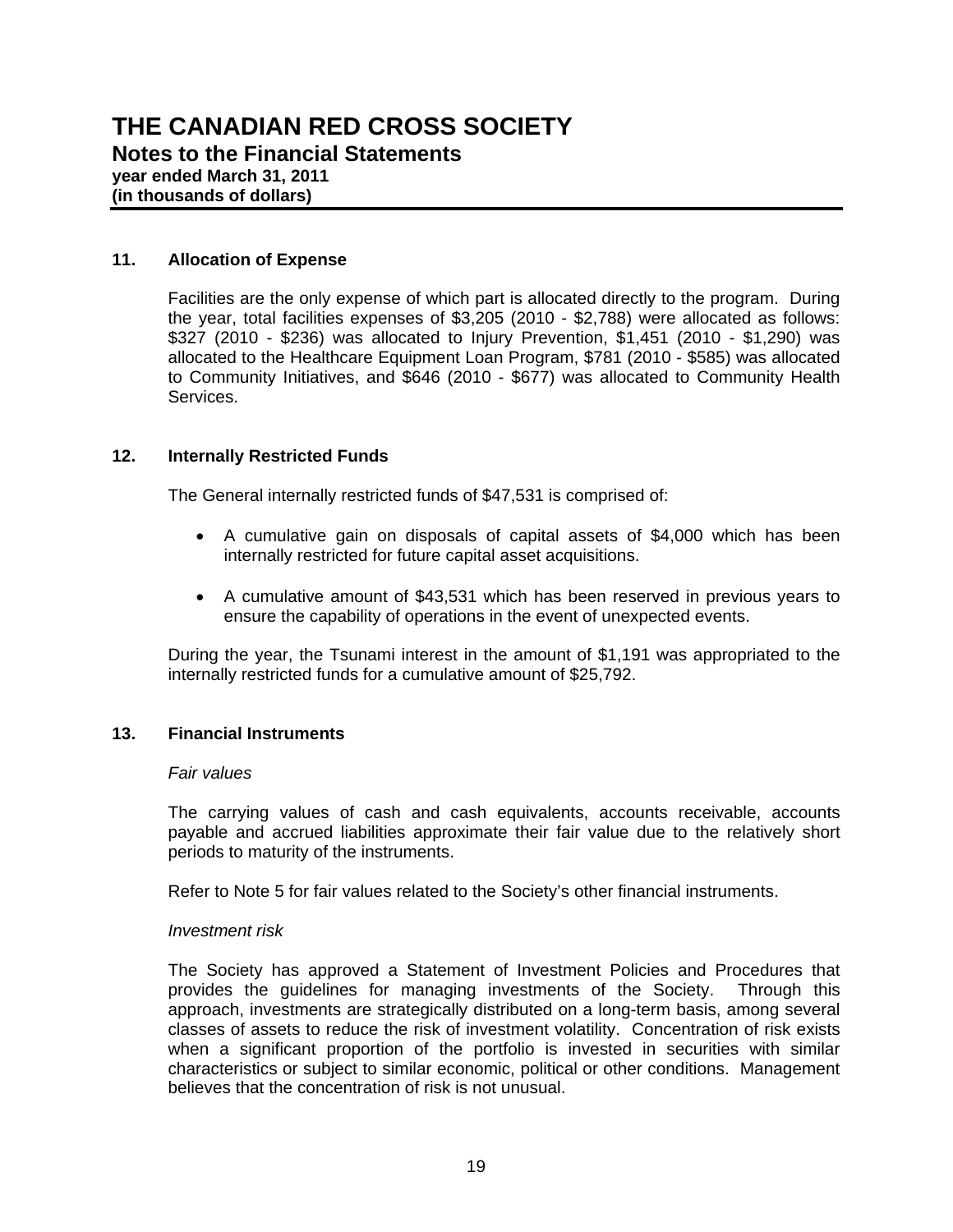# THE CANADIAN RED CROSS SOCIETY

## Notes to the Financial Statements

**year ended March 31, 2011**
**(in thousands of dollars)**

### 11. Allocation of Expense

Facilities are the only expense of which part is allocated directly to the program. During the year, total facilities expenses of $3,205 (2010 - $2,788) were allocated as follows: $327 (2010 - $236) was allocated to Injury Prevention, $1,451 (2010 - $1,290) was allocated to the Healthcare Equipment Loan Program, $781 (2010 - $585) was allocated to Community Initiatives, and $646 (2010 - $677) was allocated to Community Health Services.

### 12. Internally Restricted Funds

The General internally restricted funds of $47,531 is comprised of:

- A cumulative gain on disposals of capital assets of $4,000 which has been internally restricted for future capital asset acquisitions.
- A cumulative amount of $43,531 which has been reserved in previous years to ensure the capability of operations in the event of unexpected events.

During the year, the Tsunami interest in the amount of $1,191 was appropriated to the internally restricted funds for a cumulative amount of $25,792.

### 13. Financial Instruments

*Fair values*

The carrying values of cash and cash equivalents, accounts receivable, accounts payable and accrued liabilities approximate their fair value due to the relatively short periods to maturity of the instruments.

Refer to Note 5 for fair values related to the Society's other financial instruments.

*Investment risk*

The Society has approved a Statement of Investment Policies and Procedures that provides the guidelines for managing investments of the Society. Through this approach, investments are strategically distributed on a long-term basis, among several classes of assets to reduce the risk of investment volatility. Concentration of risk exists when a significant proportion of the portfolio is invested in securities with similar characteristics or subject to similar economic, political or other conditions. Management believes that the concentration of risk is not unusual.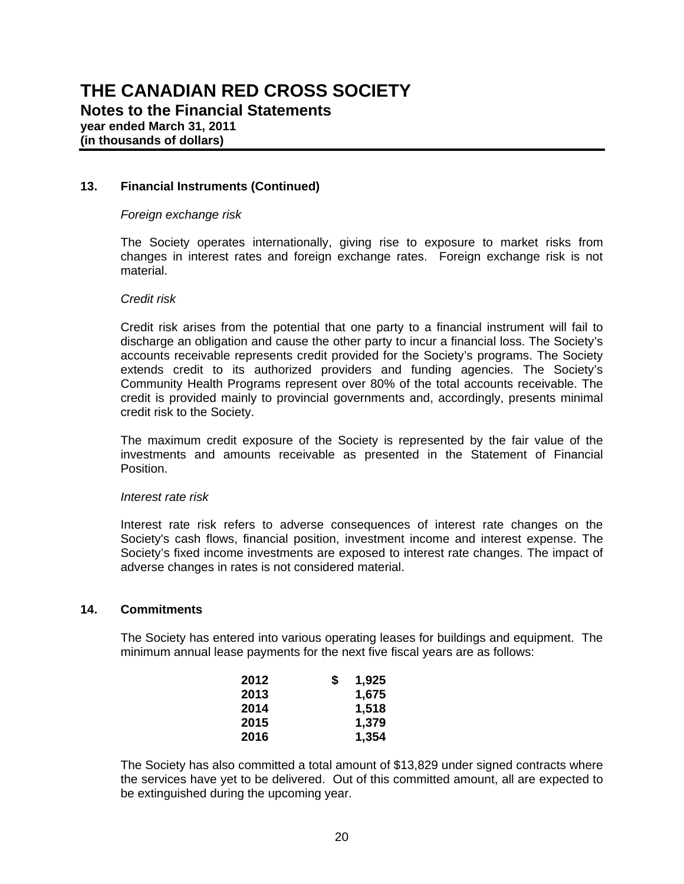# THE CANADIAN RED CROSS SOCIETY

## Notes to the Financial Statements

**year ended March 31, 2011**
**(in thousands of dollars)**

### 13. Financial Instruments (Continued)

*Foreign exchange risk*

The Society operates internationally, giving rise to exposure to market risks from changes in interest rates and foreign exchange rates. Foreign exchange risk is not material.

*Credit risk*

Credit risk arises from the potential that one party to a financial instrument will fail to discharge an obligation and cause the other party to incur a financial loss. The Society's accounts receivable represents credit provided for the Society's programs. The Society extends credit to its authorized providers and funding agencies. The Society's Community Health Programs represent over 80% of the total accounts receivable. The credit is provided mainly to provincial governments and, accordingly, presents minimal credit risk to the Society.

The maximum credit exposure of the Society is represented by the fair value of the investments and amounts receivable as presented in the Statement of Financial Position.

*Interest rate risk*

Interest rate risk refers to adverse consequences of interest rate changes on the Society's cash flows, financial position, investment income and interest expense. The Society's fixed income investments are exposed to interest rate changes. The impact of adverse changes in rates is not considered material.

### 14. Commitments

The Society has entered into various operating leases for buildings and equipment. The minimum annual lease payments for the next five fiscal years are as follows:

| Year | Amount |
|---|---|
| **2012** | **$ 1,925** |
| **2013** | **1,675** |
| **2014** | **1,518** |
| **2015** | **1,379** |
| **2016** | **1,354** |

The Society has also committed a total amount of $13,829 under signed contracts where the services have yet to be delivered. Out of this committed amount, all are expected to be extinguished during the upcoming year.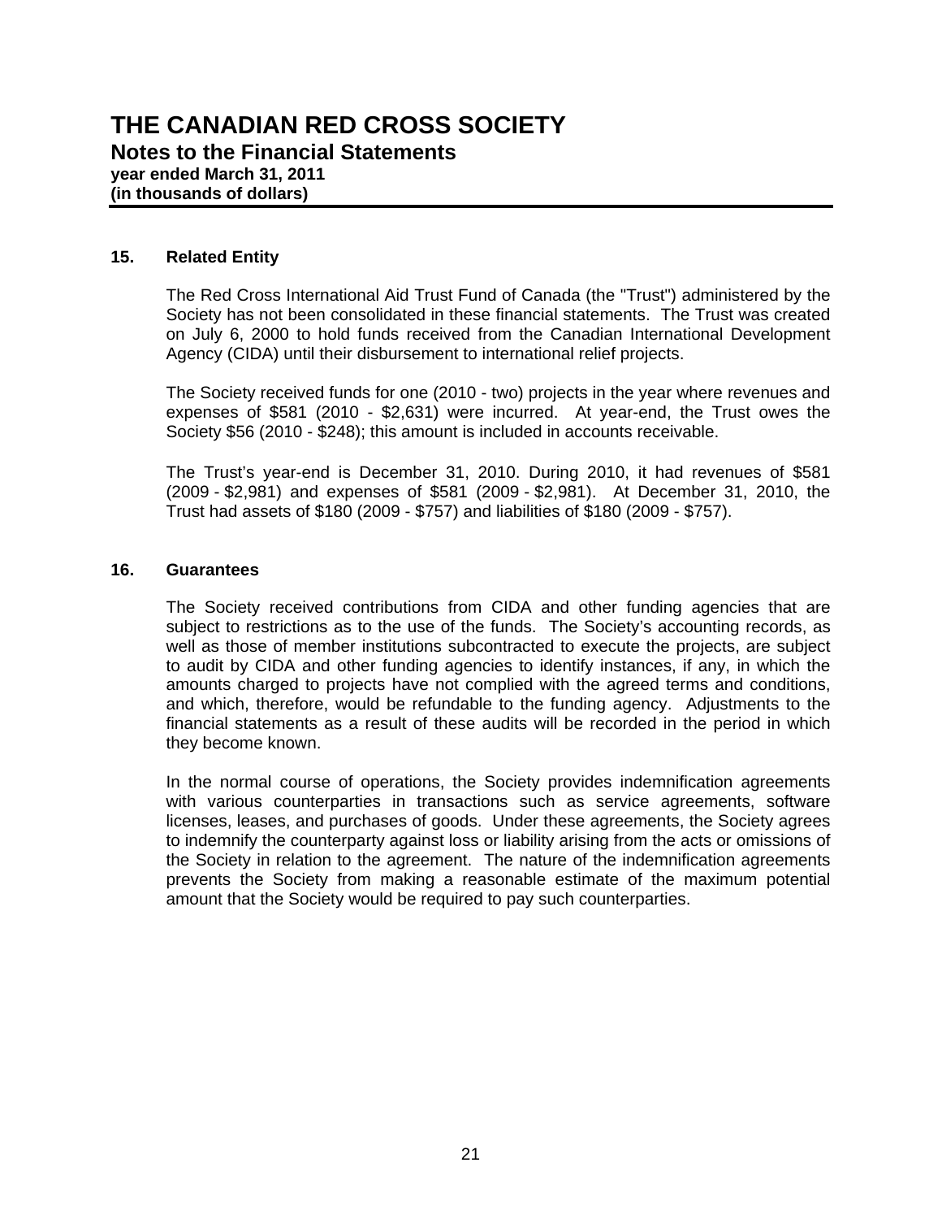# THE CANADIAN RED CROSS SOCIETY

**Notes to the Financial Statements**
**year ended March 31, 2011**
**(in thousands of dollars)**

## 15. Related Entity

The Red Cross International Aid Trust Fund of Canada (the "Trust") administered by the Society has not been consolidated in these financial statements. The Trust was created on July 6, 2000 to hold funds received from the Canadian International Development Agency (CIDA) until their disbursement to international relief projects.

The Society received funds for one (2010 - two) projects in the year where revenues and expenses of $581 (2010 - $2,631) were incurred. At year-end, the Trust owes the Society $56 (2010 - $248); this amount is included in accounts receivable.

The Trust's year-end is December 31, 2010. During 2010, it had revenues of $581 (2009 - $2,981) and expenses of $581 (2009 - $2,981). At December 31, 2010, the Trust had assets of $180 (2009 - $757) and liabilities of $180 (2009 - $757).

## 16. Guarantees

The Society received contributions from CIDA and other funding agencies that are subject to restrictions as to the use of the funds. The Society's accounting records, as well as those of member institutions subcontracted to execute the projects, are subject to audit by CIDA and other funding agencies to identify instances, if any, in which the amounts charged to projects have not complied with the agreed terms and conditions, and which, therefore, would be refundable to the funding agency. Adjustments to the financial statements as a result of these audits will be recorded in the period in which they become known.

In the normal course of operations, the Society provides indemnification agreements with various counterparties in transactions such as service agreements, software licenses, leases, and purchases of goods. Under these agreements, the Society agrees to indemnify the counterparty against loss or liability arising from the acts or omissions of the Society in relation to the agreement. The nature of the indemnification agreements prevents the Society from making a reasonable estimate of the maximum potential amount that the Society would be required to pay such counterparties.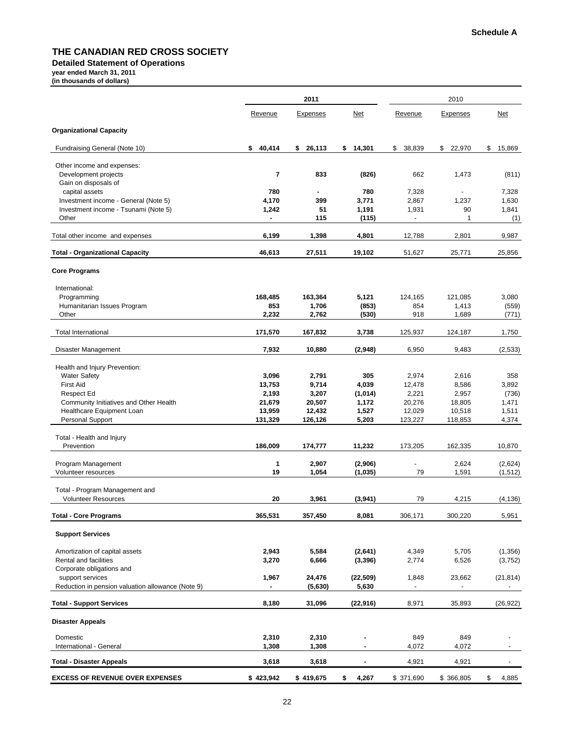**Schedule A**

# THE CANADIAN RED CROSS SOCIETY

**Detailed Statement of Operations**

**year ended March 31, 2011**

**(in thousands of dollars)**

| | 2011 | | | 2010 | | |
|---|---|---|---|---|---|---|
| | Revenue | Expenses | Net | Revenue | Expenses | Net |
| **Organizational Capacity** | | | | | | |
| Fundraising General (Note 10) | **$ 40,414** | **$ 26,113** | **$ 14,301** | $ 38,839 | $ 22,970 | $ 15,869 |
| Other income and expenses: | | | | | | |
| Development projects | **7** | **833** | **(826)** | 662 | 1,473 | (811) |
| Gain on disposals of capital assets | **780** | **-** | **780** | 7,328 | - | 7,328 |
| Investment income - General (Note 5) | **4,170** | **399** | **3,771** | 2,867 | 1,237 | 1,630 |
| Investment income - Tsunami (Note 5) | **1,242** | **51** | **1,191** | 1,931 | 90 | 1,841 |
| Other | **-** | **115** | **(115)** | - | 1 | (1) |
| Total other income and expenses | **6,199** | **1,398** | **4,801** | 12,788 | 2,801 | 9,987 |
| **Total - Organizational Capacity** | **46,613** | **27,511** | **19,102** | 51,627 | 25,771 | 25,856 |
| **Core Programs** | | | | | | |
| International: | | | | | | |
| Programming | **168,485** | **163,364** | **5,121** | 124,165 | 121,085 | 3,080 |
| Humanitarian Issues Program | **853** | **1,706** | **(853)** | 854 | 1,413 | (559) |
| Other | **2,232** | **2,762** | **(530)** | 918 | 1,689 | (771) |
| Total International | **171,570** | **167,832** | **3,738** | 125,937 | 124,187 | 1,750 |
| Disaster Management | **7,932** | **10,880** | **(2,948)** | 6,950 | 9,483 | (2,533) |
| Health and Injury Prevention: | | | | | | |
| Water Safety | **3,096** | **2,791** | **305** | 2,974 | 2,616 | 358 |
| First Aid | **13,753** | **9,714** | **4,039** | 12,478 | 8,586 | 3,892 |
| Respect Ed | **2,193** | **3,207** | **(1,014)** | 2,221 | 2,957 | (736) |
| Community Initiatives and Other Health | **21,679** | **20,507** | **1,172** | 20,276 | 18,805 | 1,471 |
| Healthcare Equipment Loan | **13,959** | **12,432** | **1,527** | 12,029 | 10,518 | 1,511 |
| Personal Support | **131,329** | **126,126** | **5,203** | 123,227 | 118,853 | 4,374 |
| Total - Health and Injury Prevention | **186,009** | **174,777** | **11,232** | 173,205 | 162,335 | 10,870 |
| Program Management | **1** | **2,907** | **(2,906)** | - | 2,624 | (2,624) |
| Volunteer resources | **19** | **1,054** | **(1,035)** | 79 | 1,591 | (1,512) |
| Total - Program Management and Volunteer Resources | **20** | **3,961** | **(3,941)** | 79 | 4,215 | (4,136) |
| **Total - Core Programs** | **365,531** | **357,450** | **8,081** | 306,171 | 300,220 | 5,951 |
| **Support Services** | | | | | | |
| Amortization of capital assets | **2,943** | **5,584** | **(2,641)** | 4,349 | 5,705 | (1,356) |
| Rental and facilities | **3,270** | **6,666** | **(3,396)** | 2,774 | 6,526 | (3,752) |
| Corporate obligations and support services | **1,967** | **24,476** | **(22,509)** | 1,848 | 23,662 | (21,814) |
| Reduction in pension valuation allowance (Note 9) | **-** | **(5,630)** | **5,630** | - | - | - |
| **Total - Support Services** | **8,180** | **31,096** | **(22,916)** | 8,971 | 35,893 | (26,922) |
| **Disaster Appeals** | | | | | | |
| Domestic | **2,310** | **2,310** | **-** | 849 | 849 | - |
| International - General | **1,308** | **1,308** | **-** | 4,072 | 4,072 | - |
| **Total - Disaster Appeals** | **3,618** | **3,618** | **-** | 4,921 | 4,921 | - |
| **EXCESS OF REVENUE OVER EXPENSES** | **$ 423,942** | **$ 419,675** | **$ 4,267** | $ 371,690 | $ 366,805 | $ 4,885 |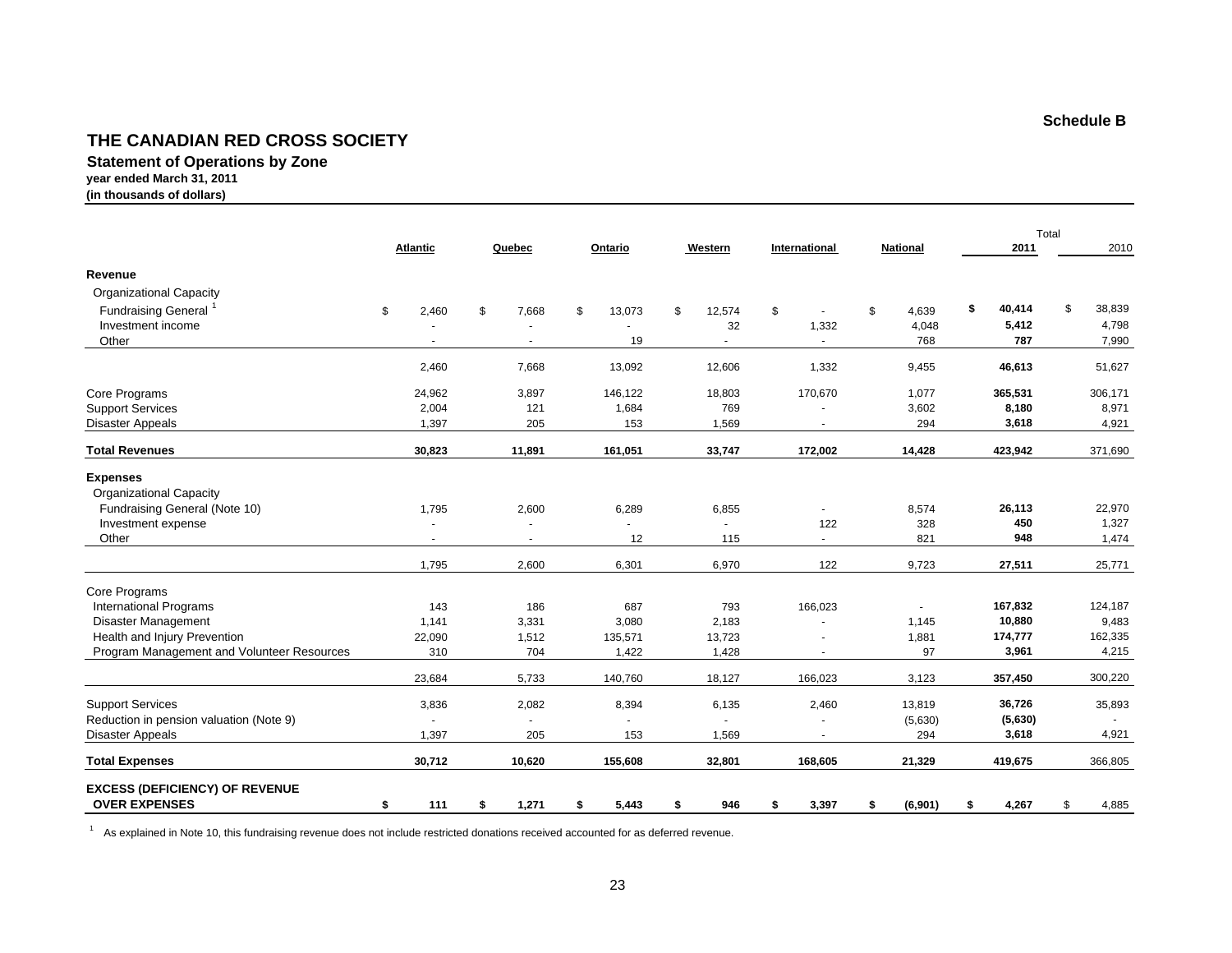**Schedule B**

# THE CANADIAN RED CROSS SOCIETY

## Statement of Operations by Zone

**year ended March 31, 2011**
**(in thousands of dollars)**

| | Atlantic | Quebec | Ontario | Western | International | National | Total 2011 | Total 2010 |
|---|---|---|---|---|---|---|---|---|
| **Revenue** | | | | | | | | |
| Organizational Capacity | | | | | | | | |
| Fundraising General [1] | $ 2,460 | $ 7,668 | $ 13,073 | $ 12,574 | $ - | $ 4,639 | **$ 40,414** | $ 38,839 |
| Investment income | - | - | - | 32 | 1,332 | 4,048 | **5,412** | 4,798 |
| Other | - | - | 19 | - | - | 768 | **787** | 7,990 |
| | 2,460 | 7,668 | 13,092 | 12,606 | 1,332 | 9,455 | **46,613** | 51,627 |
| Core Programs | 24,962 | 3,897 | 146,122 | 18,803 | 170,670 | 1,077 | **365,531** | 306,171 |
| Support Services | 2,004 | 121 | 1,684 | 769 | - | 3,602 | **8,180** | 8,971 |
| Disaster Appeals | 1,397 | 205 | 153 | 1,569 | - | 294 | **3,618** | 4,921 |
| **Total Revenues** | **30,823** | **11,891** | **161,051** | **33,747** | **172,002** | **14,428** | **423,942** | 371,690 |
| **Expenses** | | | | | | | | |
| Organizational Capacity | | | | | | | | |
| Fundraising General (Note 10) | 1,795 | 2,600 | 6,289 | 6,855 | - | 8,574 | **26,113** | 22,970 |
| Investment expense | - | - | - | - | 122 | 328 | **450** | 1,327 |
| Other | - | - | 12 | 115 | - | 821 | **948** | 1,474 |
| | 1,795 | 2,600 | 6,301 | 6,970 | 122 | 9,723 | **27,511** | 25,771 |
| Core Programs | | | | | | | | |
| International Programs | 143 | 186 | 687 | 793 | 166,023 | - | **167,832** | 124,187 |
| Disaster Management | 1,141 | 3,331 | 3,080 | 2,183 | - | 1,145 | **10,880** | 9,483 |
| Health and Injury Prevention | 22,090 | 1,512 | 135,571 | 13,723 | - | 1,881 | **174,777** | 162,335 |
| Program Management and Volunteer Resources | 310 | 704 | 1,422 | 1,428 | - | 97 | **3,961** | 4,215 |
| | 23,684 | 5,733 | 140,760 | 18,127 | 166,023 | 3,123 | **357,450** | 300,220 |
| Support Services | 3,836 | 2,082 | 8,394 | 6,135 | 2,460 | 13,819 | **36,726** | 35,893 |
| Reduction in pension valuation (Note 9) | - | - | - | - | - | (5,630) | **(5,630)** | - |
| Disaster Appeals | 1,397 | 205 | 153 | 1,569 | - | 294 | **3,618** | 4,921 |
| **Total Expenses** | **30,712** | **10,620** | **155,608** | **32,801** | **168,605** | **21,329** | **419,675** | 366,805 |
| **EXCESS (DEFICIENCY) OF REVENUE OVER EXPENSES** | **$ 111** | **$ 1,271** | **$ 5,443** | **$ 946** | **$ 3,397** | **$ (6,901)** | **$ 4,267** | $ 4,885 |

[1] As explained in Note 10, this fundraising revenue does not include restricted donations received accounted for as deferred revenue.